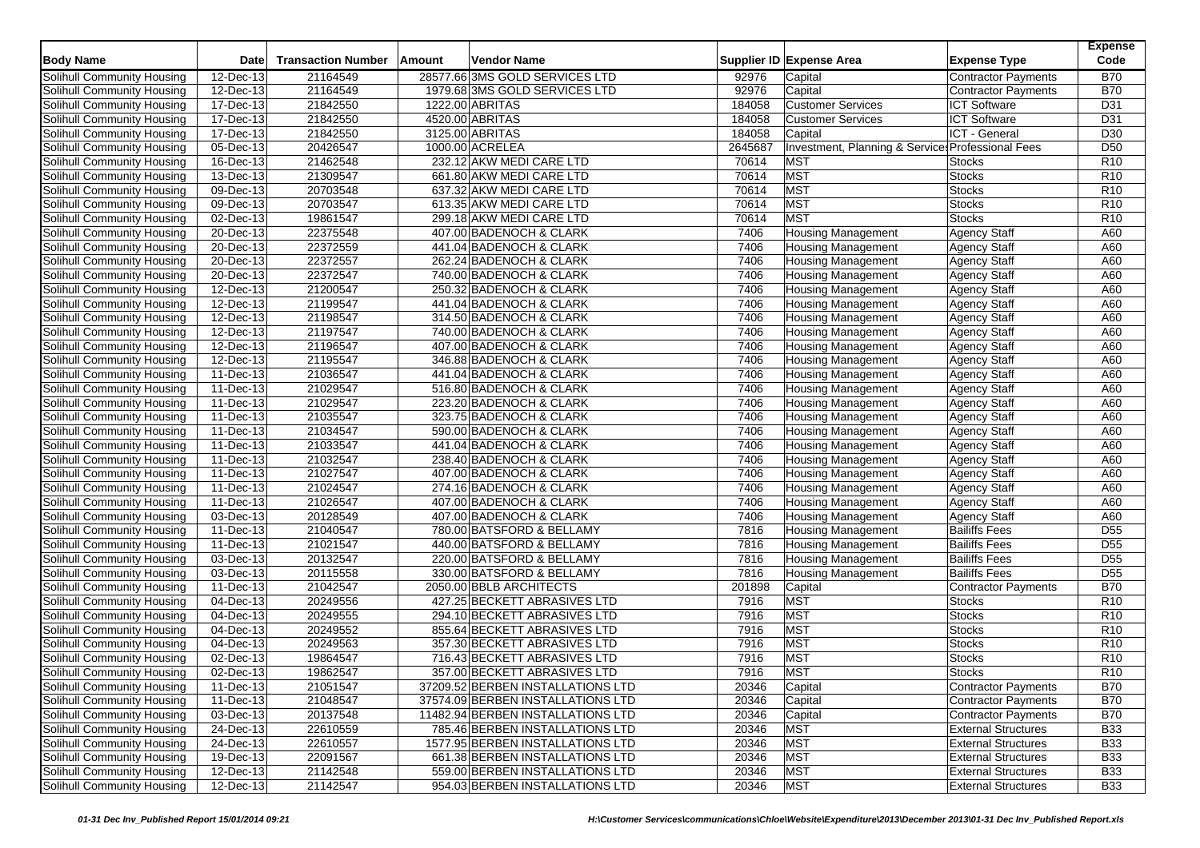| Body Name | Date | Transaction Number | Amount | Vendor Name | Supplier ID | Expense Area | Expense Type | Expense Code |
|---|---|---|---|---|---|---|---|---|
| Solihull Community Housing | 12-Dec-13 | 21164549 | 28577.66 | 3MS GOLD SERVICES LTD | 92976 | Capital | Contractor Payments | B70 |
| Solihull Community Housing | 12-Dec-13 | 21164549 | 1979.68 | 3MS GOLD SERVICES LTD | 92976 | Capital | Contractor Payments | B70 |
| Solihull Community Housing | 17-Dec-13 | 21842550 | 1222.00 | ABRITAS | 184058 | Customer Services | ICT Software | D31 |
| Solihull Community Housing | 17-Dec-13 | 21842550 | 4520.00 | ABRITAS | 184058 | Customer Services | ICT Software | D31 |
| Solihull Community Housing | 17-Dec-13 | 21842550 | 3125.00 | ABRITAS | 184058 | Capital | ICT - General | D30 |
| Solihull Community Housing | 05-Dec-13 | 20426547 | 1000.00 | ACRELEA | 2645687 | Investment, Planning & Services | Professional Fees | D50 |
| Solihull Community Housing | 16-Dec-13 | 21462548 | 232.12 | AKW MEDI CARE LTD | 70614 | MST | Stocks | R10 |
| Solihull Community Housing | 13-Dec-13 | 21309547 | 661.80 | AKW MEDI CARE LTD | 70614 | MST | Stocks | R10 |
| Solihull Community Housing | 09-Dec-13 | 20703548 | 637.32 | AKW MEDI CARE LTD | 70614 | MST | Stocks | R10 |
| Solihull Community Housing | 09-Dec-13 | 20703547 | 613.35 | AKW MEDI CARE LTD | 70614 | MST | Stocks | R10 |
| Solihull Community Housing | 02-Dec-13 | 19861547 | 299.18 | AKW MEDI CARE LTD | 70614 | MST | Stocks | R10 |
| Solihull Community Housing | 20-Dec-13 | 22375548 | 407.00 | BADENOCH & CLARK | 7406 | Housing Management | Agency Staff | A60 |
| Solihull Community Housing | 20-Dec-13 | 22372559 | 441.04 | BADENOCH & CLARK | 7406 | Housing Management | Agency Staff | A60 |
| Solihull Community Housing | 20-Dec-13 | 22372557 | 262.24 | BADENOCH & CLARK | 7406 | Housing Management | Agency Staff | A60 |
| Solihull Community Housing | 20-Dec-13 | 22372547 | 740.00 | BADENOCH & CLARK | 7406 | Housing Management | Agency Staff | A60 |
| Solihull Community Housing | 12-Dec-13 | 21200547 | 250.32 | BADENOCH & CLARK | 7406 | Housing Management | Agency Staff | A60 |
| Solihull Community Housing | 12-Dec-13 | 21199547 | 441.04 | BADENOCH & CLARK | 7406 | Housing Management | Agency Staff | A60 |
| Solihull Community Housing | 12-Dec-13 | 21198547 | 314.50 | BADENOCH & CLARK | 7406 | Housing Management | Agency Staff | A60 |
| Solihull Community Housing | 12-Dec-13 | 21197547 | 740.00 | BADENOCH & CLARK | 7406 | Housing Management | Agency Staff | A60 |
| Solihull Community Housing | 12-Dec-13 | 21196547 | 407.00 | BADENOCH & CLARK | 7406 | Housing Management | Agency Staff | A60 |
| Solihull Community Housing | 12-Dec-13 | 21195547 | 346.88 | BADENOCH & CLARK | 7406 | Housing Management | Agency Staff | A60 |
| Solihull Community Housing | 11-Dec-13 | 21036547 | 441.04 | BADENOCH & CLARK | 7406 | Housing Management | Agency Staff | A60 |
| Solihull Community Housing | 11-Dec-13 | 21029547 | 516.80 | BADENOCH & CLARK | 7406 | Housing Management | Agency Staff | A60 |
| Solihull Community Housing | 11-Dec-13 | 21029547 | 223.20 | BADENOCH & CLARK | 7406 | Housing Management | Agency Staff | A60 |
| Solihull Community Housing | 11-Dec-13 | 21035547 | 323.75 | BADENOCH & CLARK | 7406 | Housing Management | Agency Staff | A60 |
| Solihull Community Housing | 11-Dec-13 | 21034547 | 590.00 | BADENOCH & CLARK | 7406 | Housing Management | Agency Staff | A60 |
| Solihull Community Housing | 11-Dec-13 | 21033547 | 441.04 | BADENOCH & CLARK | 7406 | Housing Management | Agency Staff | A60 |
| Solihull Community Housing | 11-Dec-13 | 21032547 | 238.40 | BADENOCH & CLARK | 7406 | Housing Management | Agency Staff | A60 |
| Solihull Community Housing | 11-Dec-13 | 21027547 | 407.00 | BADENOCH & CLARK | 7406 | Housing Management | Agency Staff | A60 |
| Solihull Community Housing | 11-Dec-13 | 21024547 | 274.16 | BADENOCH & CLARK | 7406 | Housing Management | Agency Staff | A60 |
| Solihull Community Housing | 11-Dec-13 | 21026547 | 407.00 | BADENOCH & CLARK | 7406 | Housing Management | Agency Staff | A60 |
| Solihull Community Housing | 03-Dec-13 | 20128549 | 407.00 | BADENOCH & CLARK | 7406 | Housing Management | Agency Staff | A60 |
| Solihull Community Housing | 11-Dec-13 | 21040547 | 780.00 | BATSFORD & BELLAMY | 7816 | Housing Management | Bailiffs Fees | D55 |
| Solihull Community Housing | 11-Dec-13 | 21021547 | 440.00 | BATSFORD & BELLAMY | 7816 | Housing Management | Bailiffs Fees | D55 |
| Solihull Community Housing | 03-Dec-13 | 20132547 | 220.00 | BATSFORD & BELLAMY | 7816 | Housing Management | Bailiffs Fees | D55 |
| Solihull Community Housing | 03-Dec-13 | 20115558 | 330.00 | BATSFORD & BELLAMY | 7816 | Housing Management | Bailiffs Fees | D55 |
| Solihull Community Housing | 11-Dec-13 | 21042547 | 2050.00 | BBLB ARCHITECTS | 201898 | Capital | Contractor Payments | B70 |
| Solihull Community Housing | 04-Dec-13 | 20249556 | 427.25 | BECKETT ABRASIVES LTD | 7916 | MST | Stocks | R10 |
| Solihull Community Housing | 04-Dec-13 | 20249555 | 294.10 | BECKETT ABRASIVES LTD | 7916 | MST | Stocks | R10 |
| Solihull Community Housing | 04-Dec-13 | 20249552 | 855.64 | BECKETT ABRASIVES LTD | 7916 | MST | Stocks | R10 |
| Solihull Community Housing | 04-Dec-13 | 20249563 | 357.30 | BECKETT ABRASIVES LTD | 7916 | MST | Stocks | R10 |
| Solihull Community Housing | 02-Dec-13 | 19864547 | 716.43 | BECKETT ABRASIVES LTD | 7916 | MST | Stocks | R10 |
| Solihull Community Housing | 02-Dec-13 | 19862547 | 357.00 | BECKETT ABRASIVES LTD | 7916 | MST | Stocks | R10 |
| Solihull Community Housing | 11-Dec-13 | 21051547 | 37209.52 | BERBEN INSTALLATIONS LTD | 20346 | Capital | Contractor Payments | B70 |
| Solihull Community Housing | 11-Dec-13 | 21048547 | 37574.09 | BERBEN INSTALLATIONS LTD | 20346 | Capital | Contractor Payments | B70 |
| Solihull Community Housing | 03-Dec-13 | 20137548 | 11482.94 | BERBEN INSTALLATIONS LTD | 20346 | Capital | Contractor Payments | B70 |
| Solihull Community Housing | 24-Dec-13 | 22610559 | 785.46 | BERBEN INSTALLATIONS LTD | 20346 | MST | External Structures | B33 |
| Solihull Community Housing | 24-Dec-13 | 22610557 | 1577.95 | BERBEN INSTALLATIONS LTD | 20346 | MST | External Structures | B33 |
| Solihull Community Housing | 19-Dec-13 | 22091567 | 661.38 | BERBEN INSTALLATIONS LTD | 20346 | MST | External Structures | B33 |
| Solihull Community Housing | 12-Dec-13 | 21142548 | 559.00 | BERBEN INSTALLATIONS LTD | 20346 | MST | External Structures | B33 |
| Solihull Community Housing | 12-Dec-13 | 21142547 | 954.03 | BERBEN INSTALLATIONS LTD | 20346 | MST | External Structures | B33 |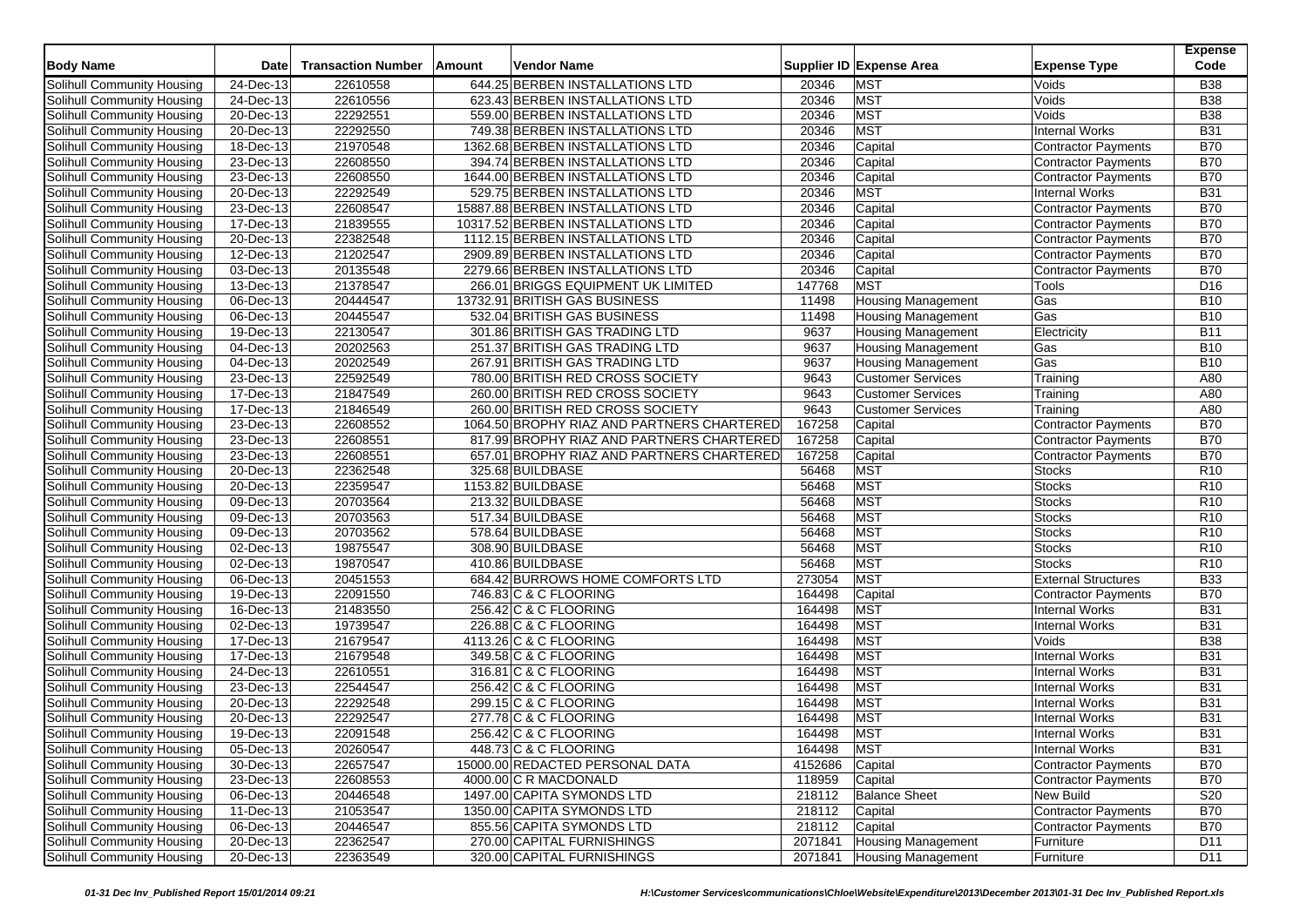| Body Name | Date | Transaction Number | Amount | Vendor Name | Supplier ID | Expense Area | Expense Type | Expense Code |
|---|---|---|---|---|---|---|---|---|
| Solihull Community Housing | 24-Dec-13 | 22610558 | 644.25 | BERBEN INSTALLATIONS LTD | 20346 | MST | Voids | B38 |
| Solihull Community Housing | 24-Dec-13 | 22610556 | 623.43 | BERBEN INSTALLATIONS LTD | 20346 | MST | Voids | B38 |
| Solihull Community Housing | 20-Dec-13 | 22292551 | 559.00 | BERBEN INSTALLATIONS LTD | 20346 | MST | Voids | B38 |
| Solihull Community Housing | 20-Dec-13 | 22292550 | 749.38 | BERBEN INSTALLATIONS LTD | 20346 | MST | Internal Works | B31 |
| Solihull Community Housing | 18-Dec-13 | 21970548 | 1362.68 | BERBEN INSTALLATIONS LTD | 20346 | Capital | Contractor Payments | B70 |
| Solihull Community Housing | 23-Dec-13 | 22608550 | 394.74 | BERBEN INSTALLATIONS LTD | 20346 | Capital | Contractor Payments | B70 |
| Solihull Community Housing | 23-Dec-13 | 22608550 | 1644.00 | BERBEN INSTALLATIONS LTD | 20346 | Capital | Contractor Payments | B70 |
| Solihull Community Housing | 20-Dec-13 | 22292549 | 529.75 | BERBEN INSTALLATIONS LTD | 20346 | MST | Internal Works | B31 |
| Solihull Community Housing | 23-Dec-13 | 22608547 | 15887.88 | BERBEN INSTALLATIONS LTD | 20346 | Capital | Contractor Payments | B70 |
| Solihull Community Housing | 17-Dec-13 | 21839555 | 10317.52 | BERBEN INSTALLATIONS LTD | 20346 | Capital | Contractor Payments | B70 |
| Solihull Community Housing | 20-Dec-13 | 22382548 | 1112.15 | BERBEN INSTALLATIONS LTD | 20346 | Capital | Contractor Payments | B70 |
| Solihull Community Housing | 12-Dec-13 | 21202547 | 2909.89 | BERBEN INSTALLATIONS LTD | 20346 | Capital | Contractor Payments | B70 |
| Solihull Community Housing | 03-Dec-13 | 20135548 | 2279.66 | BERBEN INSTALLATIONS LTD | 20346 | Capital | Contractor Payments | B70 |
| Solihull Community Housing | 13-Dec-13 | 21378547 | 266.01 | BRIGGS EQUIPMENT UK LIMITED | 147768 | MST | Tools | D16 |
| Solihull Community Housing | 06-Dec-13 | 20444547 | 13732.91 | BRITISH GAS BUSINESS | 11498 | Housing Management | Gas | B10 |
| Solihull Community Housing | 06-Dec-13 | 20445547 | 532.04 | BRITISH GAS BUSINESS | 11498 | Housing Management | Gas | B10 |
| Solihull Community Housing | 19-Dec-13 | 22130547 | 301.86 | BRITISH GAS TRADING LTD | 9637 | Housing Management | Electricity | B11 |
| Solihull Community Housing | 04-Dec-13 | 20202563 | 251.37 | BRITISH GAS TRADING LTD | 9637 | Housing Management | Gas | B10 |
| Solihull Community Housing | 04-Dec-13 | 20202549 | 267.91 | BRITISH GAS TRADING LTD | 9637 | Housing Management | Gas | B10 |
| Solihull Community Housing | 23-Dec-13 | 22592549 | 780.00 | BRITISH RED CROSS SOCIETY | 9643 | Customer Services | Training | A80 |
| Solihull Community Housing | 17-Dec-13 | 21847549 | 260.00 | BRITISH RED CROSS SOCIETY | 9643 | Customer Services | Training | A80 |
| Solihull Community Housing | 17-Dec-13 | 21846549 | 260.00 | BRITISH RED CROSS SOCIETY | 9643 | Customer Services | Training | A80 |
| Solihull Community Housing | 23-Dec-13 | 22608552 | 1064.50 | BROPHY RIAZ AND PARTNERS CHARTERED | 167258 | Capital | Contractor Payments | B70 |
| Solihull Community Housing | 23-Dec-13 | 22608551 | 817.99 | BROPHY RIAZ AND PARTNERS CHARTERED | 167258 | Capital | Contractor Payments | B70 |
| Solihull Community Housing | 23-Dec-13 | 22608551 | 657.01 | BROPHY RIAZ AND PARTNERS CHARTERED | 167258 | Capital | Contractor Payments | B70 |
| Solihull Community Housing | 20-Dec-13 | 22362548 | 325.68 | BUILDBASE | 56468 | MST | Stocks | R10 |
| Solihull Community Housing | 20-Dec-13 | 22359547 | 1153.82 | BUILDBASE | 56468 | MST | Stocks | R10 |
| Solihull Community Housing | 09-Dec-13 | 20703564 | 213.32 | BUILDBASE | 56468 | MST | Stocks | R10 |
| Solihull Community Housing | 09-Dec-13 | 20703563 | 517.34 | BUILDBASE | 56468 | MST | Stocks | R10 |
| Solihull Community Housing | 09-Dec-13 | 20703562 | 578.64 | BUILDBASE | 56468 | MST | Stocks | R10 |
| Solihull Community Housing | 02-Dec-13 | 19875547 | 308.90 | BUILDBASE | 56468 | MST | Stocks | R10 |
| Solihull Community Housing | 02-Dec-13 | 19870547 | 410.86 | BUILDBASE | 56468 | MST | Stocks | R10 |
| Solihull Community Housing | 06-Dec-13 | 20451553 | 684.42 | BURROWS HOME COMFORTS LTD | 273054 | MST | External Structures | B33 |
| Solihull Community Housing | 19-Dec-13 | 22091550 | 746.83 | C & C FLOORING | 164498 | Capital | Contractor Payments | B70 |
| Solihull Community Housing | 16-Dec-13 | 21483550 | 256.42 | C & C FLOORING | 164498 | MST | Internal Works | B31 |
| Solihull Community Housing | 02-Dec-13 | 19739547 | 226.88 | C & C FLOORING | 164498 | MST | Internal Works | B31 |
| Solihull Community Housing | 17-Dec-13 | 21679547 | 4113.26 | C & C FLOORING | 164498 | MST | Voids | B38 |
| Solihull Community Housing | 17-Dec-13 | 21679548 | 349.58 | C & C FLOORING | 164498 | MST | Internal Works | B31 |
| Solihull Community Housing | 24-Dec-13 | 22610551 | 316.81 | C & C FLOORING | 164498 | MST | Internal Works | B31 |
| Solihull Community Housing | 23-Dec-13 | 22544547 | 256.42 | C & C FLOORING | 164498 | MST | Internal Works | B31 |
| Solihull Community Housing | 20-Dec-13 | 22292548 | 299.15 | C & C FLOORING | 164498 | MST | Internal Works | B31 |
| Solihull Community Housing | 20-Dec-13 | 22292547 | 277.78 | C & C FLOORING | 164498 | MST | Internal Works | B31 |
| Solihull Community Housing | 19-Dec-13 | 22091548 | 256.42 | C & C FLOORING | 164498 | MST | Internal Works | B31 |
| Solihull Community Housing | 05-Dec-13 | 20260547 | 448.73 | C & C FLOORING | 164498 | MST | Internal Works | B31 |
| Solihull Community Housing | 30-Dec-13 | 22657547 | 15000.00 | REDACTED PERSONAL DATA | 4152686 | Capital | Contractor Payments | B70 |
| Solihull Community Housing | 23-Dec-13 | 22608553 | 4000.00 | C R MACDONALD | 118959 | Capital | Contractor Payments | B70 |
| Solihull Community Housing | 06-Dec-13 | 20446548 | 1497.00 | CAPITA SYMONDS LTD | 218112 | Balance Sheet | New Build | S20 |
| Solihull Community Housing | 11-Dec-13 | 21053547 | 1350.00 | CAPITA SYMONDS LTD | 218112 | Capital | Contractor Payments | B70 |
| Solihull Community Housing | 06-Dec-13 | 20446547 | 855.56 | CAPITA SYMONDS LTD | 218112 | Capital | Contractor Payments | B70 |
| Solihull Community Housing | 20-Dec-13 | 22362547 | 270.00 | CAPITAL FURNISHINGS | 2071841 | Housing Management | Furniture | D11 |
| Solihull Community Housing | 20-Dec-13 | 22363549 | 320.00 | CAPITAL FURNISHINGS | 2071841 | Housing Management | Furniture | D11 |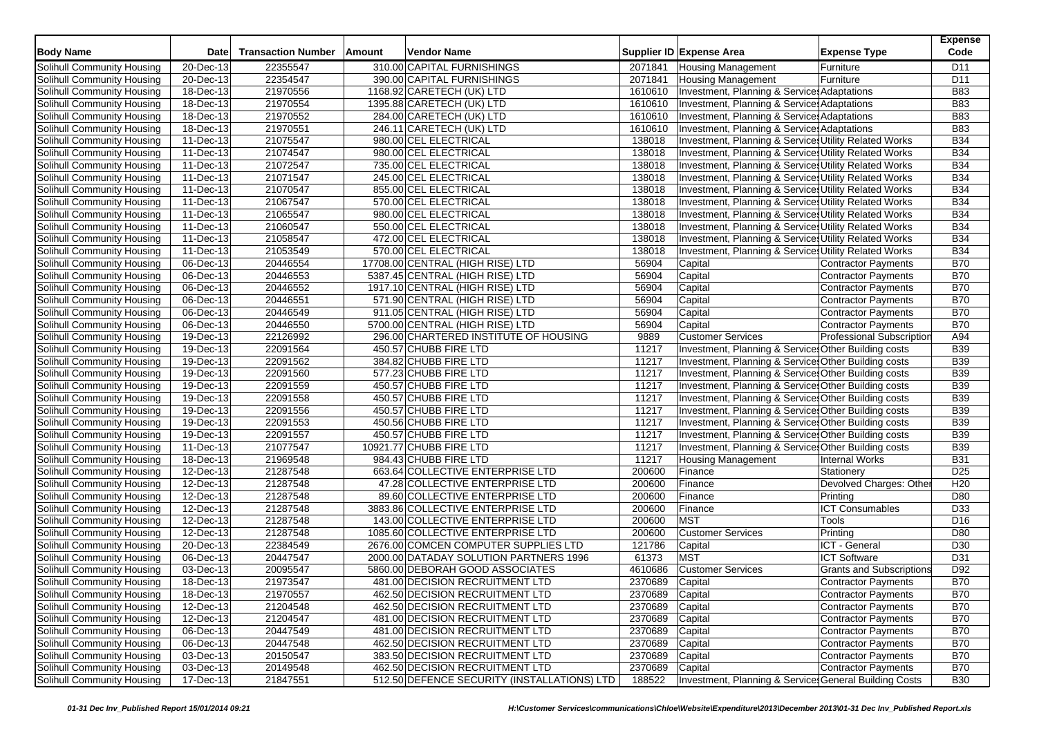| Body Name | Date | Transaction Number | Amount | Vendor Name | Supplier ID | Expense Area | Expense Type | Expense Code |
|---|---|---|---|---|---|---|---|---|
| Solihull Community Housing | 20-Dec-13 | 22355547 | 310.00 | CAPITAL FURNISHINGS | 2071841 | Housing Management | Furniture | D11 |
| Solihull Community Housing | 20-Dec-13 | 22354547 | 390.00 | CAPITAL FURNISHINGS | 2071841 | Housing Management | Furniture | D11 |
| Solihull Community Housing | 18-Dec-13 | 21970556 | 1168.92 | CARETECH (UK) LTD | 1610610 | Investment, Planning & Services | Adaptations | B83 |
| Solihull Community Housing | 18-Dec-13 | 21970554 | 1395.88 | CARETECH (UK) LTD | 1610610 | Investment, Planning & Services | Adaptations | B83 |
| Solihull Community Housing | 18-Dec-13 | 21970552 | 284.00 | CARETECH (UK) LTD | 1610610 | Investment, Planning & Services | Adaptations | B83 |
| Solihull Community Housing | 18-Dec-13 | 21970551 | 246.11 | CARETECH (UK) LTD | 1610610 | Investment, Planning & Services | Adaptations | B83 |
| Solihull Community Housing | 11-Dec-13 | 21075547 | 980.00 | CEL ELECTRICAL | 138018 | Investment, Planning & Services | Utility Related Works | B34 |
| Solihull Community Housing | 11-Dec-13 | 21074547 | 980.00 | CEL ELECTRICAL | 138018 | Investment, Planning & Services | Utility Related Works | B34 |
| Solihull Community Housing | 11-Dec-13 | 21072547 | 735.00 | CEL ELECTRICAL | 138018 | Investment, Planning & Services | Utility Related Works | B34 |
| Solihull Community Housing | 11-Dec-13 | 21071547 | 245.00 | CEL ELECTRICAL | 138018 | Investment, Planning & Services | Utility Related Works | B34 |
| Solihull Community Housing | 11-Dec-13 | 21070547 | 855.00 | CEL ELECTRICAL | 138018 | Investment, Planning & Services | Utility Related Works | B34 |
| Solihull Community Housing | 11-Dec-13 | 21067547 | 570.00 | CEL ELECTRICAL | 138018 | Investment, Planning & Services | Utility Related Works | B34 |
| Solihull Community Housing | 11-Dec-13 | 21065547 | 980.00 | CEL ELECTRICAL | 138018 | Investment, Planning & Services | Utility Related Works | B34 |
| Solihull Community Housing | 11-Dec-13 | 21060547 | 550.00 | CEL ELECTRICAL | 138018 | Investment, Planning & Services | Utility Related Works | B34 |
| Solihull Community Housing | 11-Dec-13 | 21058547 | 472.00 | CEL ELECTRICAL | 138018 | Investment, Planning & Services | Utility Related Works | B34 |
| Solihull Community Housing | 11-Dec-13 | 21053549 | 570.00 | CEL ELECTRICAL | 138018 | Investment, Planning & Services | Utility Related Works | B34 |
| Solihull Community Housing | 06-Dec-13 | 20446554 | 17708.00 | CENTRAL (HIGH RISE) LTD | 56904 | Capital | Contractor Payments | B70 |
| Solihull Community Housing | 06-Dec-13 | 20446553 | 5387.45 | CENTRAL (HIGH RISE) LTD | 56904 | Capital | Contractor Payments | B70 |
| Solihull Community Housing | 06-Dec-13 | 20446552 | 1917.10 | CENTRAL (HIGH RISE) LTD | 56904 | Capital | Contractor Payments | B70 |
| Solihull Community Housing | 06-Dec-13 | 20446551 | 571.90 | CENTRAL (HIGH RISE) LTD | 56904 | Capital | Contractor Payments | B70 |
| Solihull Community Housing | 06-Dec-13 | 20446549 | 911.05 | CENTRAL (HIGH RISE) LTD | 56904 | Capital | Contractor Payments | B70 |
| Solihull Community Housing | 06-Dec-13 | 20446550 | 5700.00 | CENTRAL (HIGH RISE) LTD | 56904 | Capital | Contractor Payments | B70 |
| Solihull Community Housing | 19-Dec-13 | 22126992 | 296.00 | CHARTERED INSTITUTE OF HOUSING | 9889 | Customer Services | Professional Subscription | A94 |
| Solihull Community Housing | 19-Dec-13 | 22091564 | 450.57 | CHUBB FIRE LTD | 11217 | Investment, Planning & Services | Other Building costs | B39 |
| Solihull Community Housing | 19-Dec-13 | 22091562 | 384.82 | CHUBB FIRE LTD | 11217 | Investment, Planning & Services | Other Building costs | B39 |
| Solihull Community Housing | 19-Dec-13 | 22091560 | 577.23 | CHUBB FIRE LTD | 11217 | Investment, Planning & Services | Other Building costs | B39 |
| Solihull Community Housing | 19-Dec-13 | 22091559 | 450.57 | CHUBB FIRE LTD | 11217 | Investment, Planning & Services | Other Building costs | B39 |
| Solihull Community Housing | 19-Dec-13 | 22091558 | 450.57 | CHUBB FIRE LTD | 11217 | Investment, Planning & Services | Other Building costs | B39 |
| Solihull Community Housing | 19-Dec-13 | 22091556 | 450.57 | CHUBB FIRE LTD | 11217 | Investment, Planning & Services | Other Building costs | B39 |
| Solihull Community Housing | 19-Dec-13 | 22091553 | 450.56 | CHUBB FIRE LTD | 11217 | Investment, Planning & Services | Other Building costs | B39 |
| Solihull Community Housing | 19-Dec-13 | 22091557 | 450.57 | CHUBB FIRE LTD | 11217 | Investment, Planning & Services | Other Building costs | B39 |
| Solihull Community Housing | 11-Dec-13 | 21077547 | 10921.77 | CHUBB FIRE LTD | 11217 | Investment, Planning & Services | Other Building costs | B39 |
| Solihull Community Housing | 18-Dec-13 | 21969548 | 984.43 | CHUBB FIRE LTD | 11217 | Housing Management | Internal Works | B31 |
| Solihull Community Housing | 12-Dec-13 | 21287548 | 663.64 | COLLECTIVE ENTERPRISE LTD | 200600 | Finance | Stationery | D25 |
| Solihull Community Housing | 12-Dec-13 | 21287548 | 47.28 | COLLECTIVE ENTERPRISE LTD | 200600 | Finance | Devolved Charges: Other | H20 |
| Solihull Community Housing | 12-Dec-13 | 21287548 | 89.60 | COLLECTIVE ENTERPRISE LTD | 200600 | Finance | Printing | D80 |
| Solihull Community Housing | 12-Dec-13 | 21287548 | 3883.86 | COLLECTIVE ENTERPRISE LTD | 200600 | Finance | ICT Consumables | D33 |
| Solihull Community Housing | 12-Dec-13 | 21287548 | 143.00 | COLLECTIVE ENTERPRISE LTD | 200600 | MST | Tools | D16 |
| Solihull Community Housing | 12-Dec-13 | 21287548 | 1085.60 | COLLECTIVE ENTERPRISE LTD | 200600 | Customer Services | Printing | D80 |
| Solihull Community Housing | 20-Dec-13 | 22384549 | 2676.00 | COMCEN COMPUTER SUPPLIES LTD | 121786 | Capital | ICT - General | D30 |
| Solihull Community Housing | 06-Dec-13 | 20447547 | 2000.00 | DATADAY SOLUTION PARTNERS 1996 | 61373 | MST | ICT Software | D31 |
| Solihull Community Housing | 03-Dec-13 | 20095547 | 5860.00 | DEBORAH GOOD ASSOCIATES | 4610686 | Customer Services | Grants and Subscriptions | D92 |
| Solihull Community Housing | 18-Dec-13 | 21973547 | 481.00 | DECISION RECRUITMENT LTD | 2370689 | Capital | Contractor Payments | B70 |
| Solihull Community Housing | 18-Dec-13 | 21970557 | 462.50 | DECISION RECRUITMENT LTD | 2370689 | Capital | Contractor Payments | B70 |
| Solihull Community Housing | 12-Dec-13 | 21204548 | 462.50 | DECISION RECRUITMENT LTD | 2370689 | Capital | Contractor Payments | B70 |
| Solihull Community Housing | 12-Dec-13 | 21204547 | 481.00 | DECISION RECRUITMENT LTD | 2370689 | Capital | Contractor Payments | B70 |
| Solihull Community Housing | 06-Dec-13 | 20447549 | 481.00 | DECISION RECRUITMENT LTD | 2370689 | Capital | Contractor Payments | B70 |
| Solihull Community Housing | 06-Dec-13 | 20447548 | 462.50 | DECISION RECRUITMENT LTD | 2370689 | Capital | Contractor Payments | B70 |
| Solihull Community Housing | 03-Dec-13 | 20150547 | 383.50 | DECISION RECRUITMENT LTD | 2370689 | Capital | Contractor Payments | B70 |
| Solihull Community Housing | 03-Dec-13 | 20149548 | 462.50 | DECISION RECRUITMENT LTD | 2370689 | Capital | Contractor Payments | B70 |
| Solihull Community Housing | 17-Dec-13 | 21847551 | 512.50 | DEFENCE SECURITY (INSTALLATIONS) LTD | 188522 | Investment, Planning & Services | General Building Costs | B30 |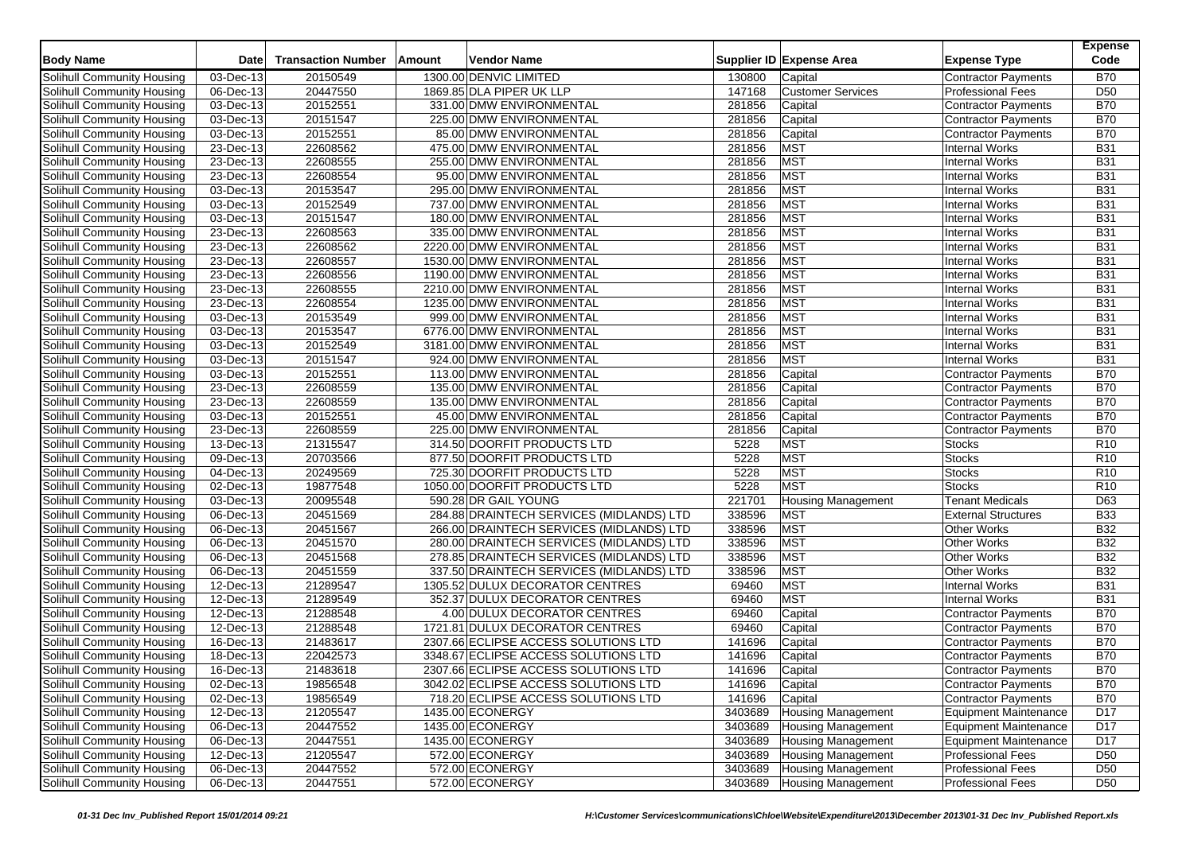| Body Name | Date | Transaction Number | Amount | Vendor Name | Supplier ID | Expense Area | Expense Type | Expense Code |
|---|---|---|---|---|---|---|---|---|
| Solihull Community Housing | 03-Dec-13 | 20150549 | 1300.00 | DENVIC LIMITED | 130800 | Capital | Contractor Payments | B70 |
| Solihull Community Housing | 06-Dec-13 | 20447550 | 1869.85 | DLA PIPER UK LLP | 147168 | Customer Services | Professional Fees | D50 |
| Solihull Community Housing | 03-Dec-13 | 20152551 | 331.00 | DMW ENVIRONMENTAL | 281856 | Capital | Contractor Payments | B70 |
| Solihull Community Housing | 03-Dec-13 | 20151547 | 225.00 | DMW ENVIRONMENTAL | 281856 | Capital | Contractor Payments | B70 |
| Solihull Community Housing | 03-Dec-13 | 20152551 | 85.00 | DMW ENVIRONMENTAL | 281856 | Capital | Contractor Payments | B70 |
| Solihull Community Housing | 23-Dec-13 | 22608562 | 475.00 | DMW ENVIRONMENTAL | 281856 | MST | Internal Works | B31 |
| Solihull Community Housing | 23-Dec-13 | 22608555 | 255.00 | DMW ENVIRONMENTAL | 281856 | MST | Internal Works | B31 |
| Solihull Community Housing | 23-Dec-13 | 22608554 | 95.00 | DMW ENVIRONMENTAL | 281856 | MST | Internal Works | B31 |
| Solihull Community Housing | 03-Dec-13 | 20153547 | 295.00 | DMW ENVIRONMENTAL | 281856 | MST | Internal Works | B31 |
| Solihull Community Housing | 03-Dec-13 | 20152549 | 737.00 | DMW ENVIRONMENTAL | 281856 | MST | Internal Works | B31 |
| Solihull Community Housing | 03-Dec-13 | 20151547 | 180.00 | DMW ENVIRONMENTAL | 281856 | MST | Internal Works | B31 |
| Solihull Community Housing | 23-Dec-13 | 22608563 | 335.00 | DMW ENVIRONMENTAL | 281856 | MST | Internal Works | B31 |
| Solihull Community Housing | 23-Dec-13 | 22608562 | 2220.00 | DMW ENVIRONMENTAL | 281856 | MST | Internal Works | B31 |
| Solihull Community Housing | 23-Dec-13 | 22608557 | 1530.00 | DMW ENVIRONMENTAL | 281856 | MST | Internal Works | B31 |
| Solihull Community Housing | 23-Dec-13 | 22608556 | 1190.00 | DMW ENVIRONMENTAL | 281856 | MST | Internal Works | B31 |
| Solihull Community Housing | 23-Dec-13 | 22608555 | 2210.00 | DMW ENVIRONMENTAL | 281856 | MST | Internal Works | B31 |
| Solihull Community Housing | 23-Dec-13 | 22608554 | 1235.00 | DMW ENVIRONMENTAL | 281856 | MST | Internal Works | B31 |
| Solihull Community Housing | 03-Dec-13 | 20153549 | 999.00 | DMW ENVIRONMENTAL | 281856 | MST | Internal Works | B31 |
| Solihull Community Housing | 03-Dec-13 | 20153547 | 6776.00 | DMW ENVIRONMENTAL | 281856 | MST | Internal Works | B31 |
| Solihull Community Housing | 03-Dec-13 | 20152549 | 3181.00 | DMW ENVIRONMENTAL | 281856 | MST | Internal Works | B31 |
| Solihull Community Housing | 03-Dec-13 | 20151547 | 924.00 | DMW ENVIRONMENTAL | 281856 | MST | Internal Works | B31 |
| Solihull Community Housing | 03-Dec-13 | 20152551 | 113.00 | DMW ENVIRONMENTAL | 281856 | Capital | Contractor Payments | B70 |
| Solihull Community Housing | 23-Dec-13 | 22608559 | 135.00 | DMW ENVIRONMENTAL | 281856 | Capital | Contractor Payments | B70 |
| Solihull Community Housing | 23-Dec-13 | 22608559 | 135.00 | DMW ENVIRONMENTAL | 281856 | Capital | Contractor Payments | B70 |
| Solihull Community Housing | 03-Dec-13 | 20152551 | 45.00 | DMW ENVIRONMENTAL | 281856 | Capital | Contractor Payments | B70 |
| Solihull Community Housing | 23-Dec-13 | 22608559 | 225.00 | DMW ENVIRONMENTAL | 281856 | Capital | Contractor Payments | B70 |
| Solihull Community Housing | 13-Dec-13 | 21315547 | 314.50 | DOORFIT PRODUCTS LTD | 5228 | MST | Stocks | R10 |
| Solihull Community Housing | 09-Dec-13 | 20703566 | 877.50 | DOORFIT PRODUCTS LTD | 5228 | MST | Stocks | R10 |
| Solihull Community Housing | 04-Dec-13 | 20249569 | 725.30 | DOORFIT PRODUCTS LTD | 5228 | MST | Stocks | R10 |
| Solihull Community Housing | 02-Dec-13 | 19877548 | 1050.00 | DOORFIT PRODUCTS LTD | 5228 | MST | Stocks | R10 |
| Solihull Community Housing | 03-Dec-13 | 20095548 | 590.28 | DR GAIL YOUNG | 221701 | Housing Management | Tenant Medicals | D63 |
| Solihull Community Housing | 06-Dec-13 | 20451569 | 284.88 | DRAINTECH SERVICES (MIDLANDS) LTD | 338596 | MST | External Structures | B33 |
| Solihull Community Housing | 06-Dec-13 | 20451567 | 266.00 | DRAINTECH SERVICES (MIDLANDS) LTD | 338596 | MST | Other Works | B32 |
| Solihull Community Housing | 06-Dec-13 | 20451570 | 280.00 | DRAINTECH SERVICES (MIDLANDS) LTD | 338596 | MST | Other Works | B32 |
| Solihull Community Housing | 06-Dec-13 | 20451568 | 278.85 | DRAINTECH SERVICES (MIDLANDS) LTD | 338596 | MST | Other Works | B32 |
| Solihull Community Housing | 06-Dec-13 | 20451559 | 337.50 | DRAINTECH SERVICES (MIDLANDS) LTD | 338596 | MST | Other Works | B32 |
| Solihull Community Housing | 12-Dec-13 | 21289547 | 1305.52 | DULUX DECORATOR CENTRES | 69460 | MST | Internal Works | B31 |
| Solihull Community Housing | 12-Dec-13 | 21289549 | 352.37 | DULUX DECORATOR CENTRES | 69460 | MST | Internal Works | B31 |
| Solihull Community Housing | 12-Dec-13 | 21288548 | 4.00 | DULUX DECORATOR CENTRES | 69460 | Capital | Contractor Payments | B70 |
| Solihull Community Housing | 12-Dec-13 | 21288548 | 1721.81 | DULUX DECORATOR CENTRES | 69460 | Capital | Contractor Payments | B70 |
| Solihull Community Housing | 16-Dec-13 | 21483617 | 2307.66 | ECLIPSE ACCESS SOLUTIONS LTD | 141696 | Capital | Contractor Payments | B70 |
| Solihull Community Housing | 18-Dec-13 | 22042573 | 3348.67 | ECLIPSE ACCESS SOLUTIONS LTD | 141696 | Capital | Contractor Payments | B70 |
| Solihull Community Housing | 16-Dec-13 | 21483618 | 2307.66 | ECLIPSE ACCESS SOLUTIONS LTD | 141696 | Capital | Contractor Payments | B70 |
| Solihull Community Housing | 02-Dec-13 | 19856548 | 3042.02 | ECLIPSE ACCESS SOLUTIONS LTD | 141696 | Capital | Contractor Payments | B70 |
| Solihull Community Housing | 02-Dec-13 | 19856549 | 718.20 | ECLIPSE ACCESS SOLUTIONS LTD | 141696 | Capital | Contractor Payments | B70 |
| Solihull Community Housing | 12-Dec-13 | 21205547 | 1435.00 | ECONERGY | 3403689 | Housing Management | Equipment Maintenance | D17 |
| Solihull Community Housing | 06-Dec-13 | 20447552 | 1435.00 | ECONERGY | 3403689 | Housing Management | Equipment Maintenance | D17 |
| Solihull Community Housing | 06-Dec-13 | 20447551 | 1435.00 | ECONERGY | 3403689 | Housing Management | Equipment Maintenance | D17 |
| Solihull Community Housing | 12-Dec-13 | 21205547 | 572.00 | ECONERGY | 3403689 | Housing Management | Professional Fees | D50 |
| Solihull Community Housing | 06-Dec-13 | 20447552 | 572.00 | ECONERGY | 3403689 | Housing Management | Professional Fees | D50 |
| Solihull Community Housing | 06-Dec-13 | 20447551 | 572.00 | ECONERGY | 3403689 | Housing Management | Professional Fees | D50 |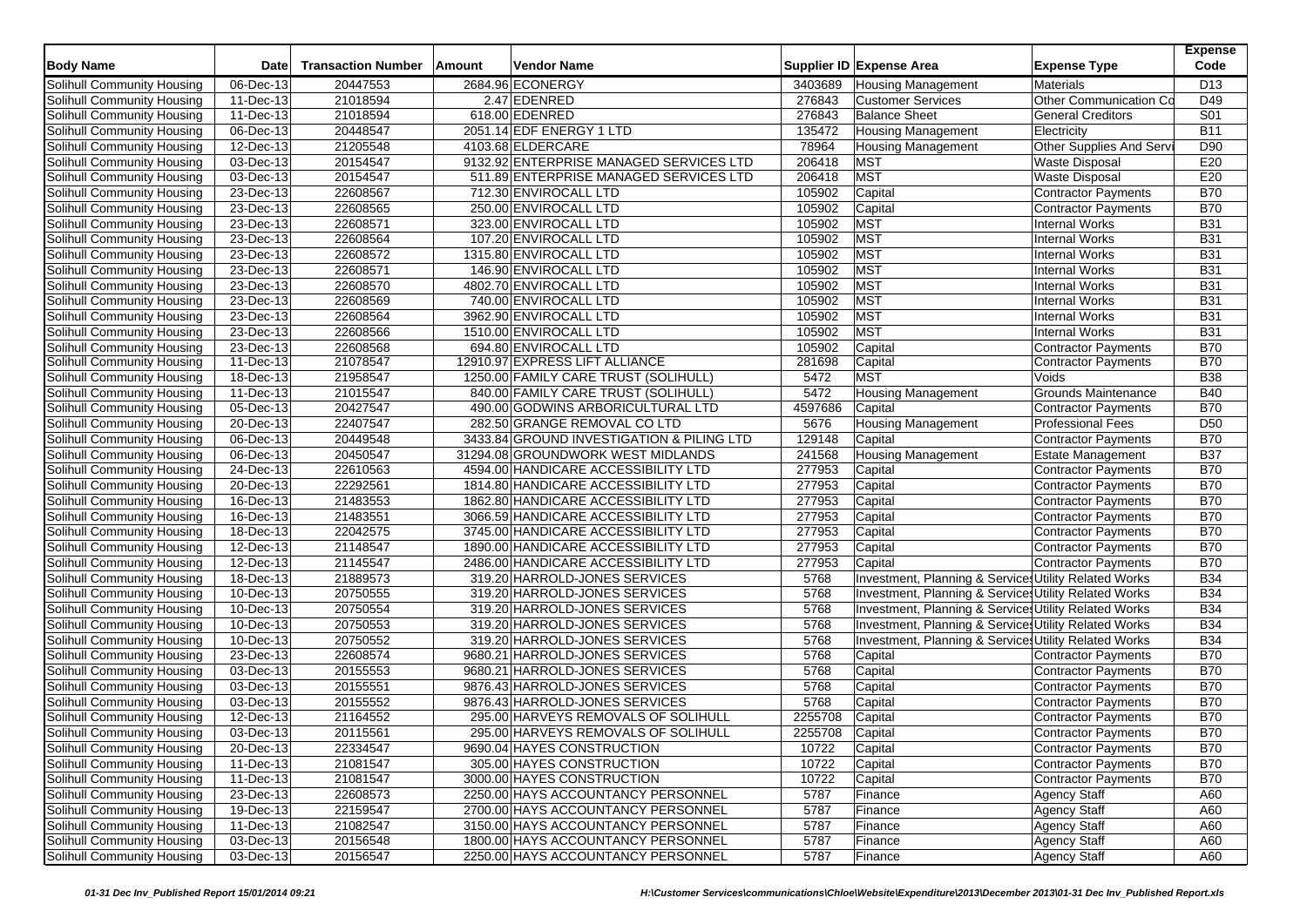| Body Name | Date | Transaction Number | Amount | Vendor Name | Supplier ID | Expense Area | Expense Type | Expense Code |
|---|---|---|---|---|---|---|---|---|
| Solihull Community Housing | 06-Dec-13 | 20447553 | 2684.96 | ECONERGY | 3403689 | Housing Management | Materials | D13 |
| Solihull Community Housing | 11-Dec-13 | 21018594 | 2.47 | EDENRED | 276843 | Customer Services | Other Communication Co | D49 |
| Solihull Community Housing | 11-Dec-13 | 21018594 | 618.00 | EDENRED | 276843 | Balance Sheet | General Creditors | S01 |
| Solihull Community Housing | 06-Dec-13 | 20448547 | 2051.14 | EDF ENERGY 1 LTD | 135472 | Housing Management | Electricity | B11 |
| Solihull Community Housing | 12-Dec-13 | 21205548 | 4103.68 | ELDERCARE | 78964 | Housing Management | Other Supplies And Servi | D90 |
| Solihull Community Housing | 03-Dec-13 | 20154547 | 9132.92 | ENTERPRISE MANAGED SERVICES LTD | 206418 | MST | Waste Disposal | E20 |
| Solihull Community Housing | 03-Dec-13 | 20154547 | 511.89 | ENTERPRISE MANAGED SERVICES LTD | 206418 | MST | Waste Disposal | E20 |
| Solihull Community Housing | 23-Dec-13 | 22608567 | 712.30 | ENVIROCALL LTD | 105902 | Capital | Contractor Payments | B70 |
| Solihull Community Housing | 23-Dec-13 | 22608565 | 250.00 | ENVIROCALL LTD | 105902 | Capital | Contractor Payments | B70 |
| Solihull Community Housing | 23-Dec-13 | 22608571 | 323.00 | ENVIROCALL LTD | 105902 | MST | Internal Works | B31 |
| Solihull Community Housing | 23-Dec-13 | 22608564 | 107.20 | ENVIROCALL LTD | 105902 | MST | Internal Works | B31 |
| Solihull Community Housing | 23-Dec-13 | 22608572 | 1315.80 | ENVIROCALL LTD | 105902 | MST | Internal Works | B31 |
| Solihull Community Housing | 23-Dec-13 | 22608571 | 146.90 | ENVIROCALL LTD | 105902 | MST | Internal Works | B31 |
| Solihull Community Housing | 23-Dec-13 | 22608570 | 4802.70 | ENVIROCALL LTD | 105902 | MST | Internal Works | B31 |
| Solihull Community Housing | 23-Dec-13 | 22608569 | 740.00 | ENVIROCALL LTD | 105902 | MST | Internal Works | B31 |
| Solihull Community Housing | 23-Dec-13 | 22608564 | 3962.90 | ENVIROCALL LTD | 105902 | MST | Internal Works | B31 |
| Solihull Community Housing | 23-Dec-13 | 22608566 | 1510.00 | ENVIROCALL LTD | 105902 | MST | Internal Works | B31 |
| Solihull Community Housing | 23-Dec-13 | 22608568 | 694.80 | ENVIROCALL LTD | 105902 | Capital | Contractor Payments | B70 |
| Solihull Community Housing | 11-Dec-13 | 21078547 | 12910.97 | EXPRESS LIFT ALLIANCE | 281698 | Capital | Contractor Payments | B70 |
| Solihull Community Housing | 18-Dec-13 | 21958547 | 1250.00 | FAMILY CARE TRUST (SOLIHULL) | 5472 | MST | Voids | B38 |
| Solihull Community Housing | 11-Dec-13 | 21015547 | 840.00 | FAMILY CARE TRUST (SOLIHULL) | 5472 | Housing Management | Grounds Maintenance | B40 |
| Solihull Community Housing | 05-Dec-13 | 20427547 | 490.00 | GODWINS ARBORICULTURAL LTD | 4597686 | Capital | Contractor Payments | B70 |
| Solihull Community Housing | 20-Dec-13 | 22407547 | 282.50 | GRANGE REMOVAL CO LTD | 5676 | Housing Management | Professional Fees | D50 |
| Solihull Community Housing | 06-Dec-13 | 20449548 | 3433.84 | GROUND INVESTIGATION & PILING LTD | 129148 | Capital | Contractor Payments | B70 |
| Solihull Community Housing | 06-Dec-13 | 20450547 | 31294.08 | GROUNDWORK WEST MIDLANDS | 241568 | Housing Management | Estate Management | B37 |
| Solihull Community Housing | 24-Dec-13 | 22610563 | 4594.00 | HANDICARE ACCESSIBILITY LTD | 277953 | Capital | Contractor Payments | B70 |
| Solihull Community Housing | 20-Dec-13 | 22292561 | 1814.80 | HANDICARE ACCESSIBILITY LTD | 277953 | Capital | Contractor Payments | B70 |
| Solihull Community Housing | 16-Dec-13 | 21483553 | 1862.80 | HANDICARE ACCESSIBILITY LTD | 277953 | Capital | Contractor Payments | B70 |
| Solihull Community Housing | 16-Dec-13 | 21483551 | 3066.59 | HANDICARE ACCESSIBILITY LTD | 277953 | Capital | Contractor Payments | B70 |
| Solihull Community Housing | 18-Dec-13 | 22042575 | 3745.00 | HANDICARE ACCESSIBILITY LTD | 277953 | Capital | Contractor Payments | B70 |
| Solihull Community Housing | 12-Dec-13 | 21148547 | 1890.00 | HANDICARE ACCESSIBILITY LTD | 277953 | Capital | Contractor Payments | B70 |
| Solihull Community Housing | 12-Dec-13 | 21145547 | 2486.00 | HANDICARE ACCESSIBILITY LTD | 277953 | Capital | Contractor Payments | B70 |
| Solihull Community Housing | 18-Dec-13 | 21889573 | 319.20 | HARROLD-JONES SERVICES | 5768 | Investment, Planning & Services | Utility Related Works | B34 |
| Solihull Community Housing | 10-Dec-13 | 20750555 | 319.20 | HARROLD-JONES SERVICES | 5768 | Investment, Planning & Services | Utility Related Works | B34 |
| Solihull Community Housing | 10-Dec-13 | 20750554 | 319.20 | HARROLD-JONES SERVICES | 5768 | Investment, Planning & Services | Utility Related Works | B34 |
| Solihull Community Housing | 10-Dec-13 | 20750553 | 319.20 | HARROLD-JONES SERVICES | 5768 | Investment, Planning & Services | Utility Related Works | B34 |
| Solihull Community Housing | 10-Dec-13 | 20750552 | 319.20 | HARROLD-JONES SERVICES | 5768 | Investment, Planning & Services | Utility Related Works | B34 |
| Solihull Community Housing | 23-Dec-13 | 22608574 | 9680.21 | HARROLD-JONES SERVICES | 5768 | Capital | Contractor Payments | B70 |
| Solihull Community Housing | 03-Dec-13 | 20155553 | 9680.21 | HARROLD-JONES SERVICES | 5768 | Capital | Contractor Payments | B70 |
| Solihull Community Housing | 03-Dec-13 | 20155551 | 9876.43 | HARROLD-JONES SERVICES | 5768 | Capital | Contractor Payments | B70 |
| Solihull Community Housing | 03-Dec-13 | 20155552 | 9876.43 | HARROLD-JONES SERVICES | 5768 | Capital | Contractor Payments | B70 |
| Solihull Community Housing | 12-Dec-13 | 21164552 | 295.00 | HARVEYS REMOVALS OF SOLIHULL | 2255708 | Capital | Contractor Payments | B70 |
| Solihull Community Housing | 03-Dec-13 | 20115561 | 295.00 | HARVEYS REMOVALS OF SOLIHULL | 2255708 | Capital | Contractor Payments | B70 |
| Solihull Community Housing | 20-Dec-13 | 22334547 | 9690.04 | HAYES CONSTRUCTION | 10722 | Capital | Contractor Payments | B70 |
| Solihull Community Housing | 11-Dec-13 | 21081547 | 305.00 | HAYES CONSTRUCTION | 10722 | Capital | Contractor Payments | B70 |
| Solihull Community Housing | 11-Dec-13 | 21081547 | 3000.00 | HAYES CONSTRUCTION | 10722 | Capital | Contractor Payments | B70 |
| Solihull Community Housing | 23-Dec-13 | 22608573 | 2250.00 | HAYS ACCOUNTANCY PERSONNEL | 5787 | Finance | Agency Staff | A60 |
| Solihull Community Housing | 19-Dec-13 | 22159547 | 2700.00 | HAYS ACCOUNTANCY PERSONNEL | 5787 | Finance | Agency Staff | A60 |
| Solihull Community Housing | 11-Dec-13 | 21082547 | 3150.00 | HAYS ACCOUNTANCY PERSONNEL | 5787 | Finance | Agency Staff | A60 |
| Solihull Community Housing | 03-Dec-13 | 20156548 | 1800.00 | HAYS ACCOUNTANCY PERSONNEL | 5787 | Finance | Agency Staff | A60 |
| Solihull Community Housing | 03-Dec-13 | 20156547 | 2250.00 | HAYS ACCOUNTANCY PERSONNEL | 5787 | Finance | Agency Staff | A60 |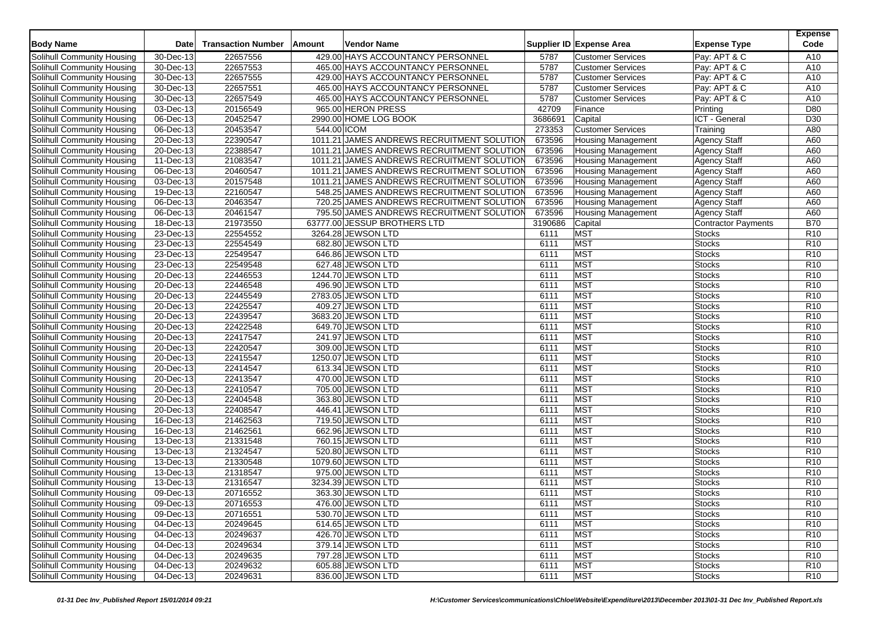| Body Name | Date | Transaction Number | Amount | Vendor Name | Supplier ID | Expense Area | Expense Type | Expense Code |
|---|---|---|---|---|---|---|---|---|
| Solihull Community Housing | 30-Dec-13 | 22657556 | 429.00 | HAYS ACCOUNTANCY PERSONNEL | 5787 | Customer Services | Pay: APT & C | A10 |
| Solihull Community Housing | 30-Dec-13 | 22657553 | 465.00 | HAYS ACCOUNTANCY PERSONNEL | 5787 | Customer Services | Pay: APT & C | A10 |
| Solihull Community Housing | 30-Dec-13 | 22657555 | 429.00 | HAYS ACCOUNTANCY PERSONNEL | 5787 | Customer Services | Pay: APT & C | A10 |
| Solihull Community Housing | 30-Dec-13 | 22657551 | 465.00 | HAYS ACCOUNTANCY PERSONNEL | 5787 | Customer Services | Pay: APT & C | A10 |
| Solihull Community Housing | 30-Dec-13 | 22657549 | 465.00 | HAYS ACCOUNTANCY PERSONNEL | 5787 | Customer Services | Pay: APT & C | A10 |
| Solihull Community Housing | 03-Dec-13 | 20156549 | 965.00 | HERON PRESS | 42709 | Finance | Printing | D80 |
| Solihull Community Housing | 06-Dec-13 | 20452547 | 2990.00 | HOME LOG BOOK | 3686691 | Capital | ICT - General | D30 |
| Solihull Community Housing | 06-Dec-13 | 20453547 | 544.00 | ICOM | 273353 | Customer Services | Training | A80 |
| Solihull Community Housing | 20-Dec-13 | 22390547 | 1011.21 | JAMES ANDREWS RECRUITMENT SOLUTION | 673596 | Housing Management | Agency Staff | A60 |
| Solihull Community Housing | 20-Dec-13 | 22388547 | 1011.21 | JAMES ANDREWS RECRUITMENT SOLUTION | 673596 | Housing Management | Agency Staff | A60 |
| Solihull Community Housing | 11-Dec-13 | 21083547 | 1011.21 | JAMES ANDREWS RECRUITMENT SOLUTION | 673596 | Housing Management | Agency Staff | A60 |
| Solihull Community Housing | 06-Dec-13 | 20460547 | 1011.21 | JAMES ANDREWS RECRUITMENT SOLUTION | 673596 | Housing Management | Agency Staff | A60 |
| Solihull Community Housing | 03-Dec-13 | 20157548 | 1011.21 | JAMES ANDREWS RECRUITMENT SOLUTION | 673596 | Housing Management | Agency Staff | A60 |
| Solihull Community Housing | 19-Dec-13 | 22160547 | 548.25 | JAMES ANDREWS RECRUITMENT SOLUTION | 673596 | Housing Management | Agency Staff | A60 |
| Solihull Community Housing | 06-Dec-13 | 20463547 | 720.25 | JAMES ANDREWS RECRUITMENT SOLUTION | 673596 | Housing Management | Agency Staff | A60 |
| Solihull Community Housing | 06-Dec-13 | 20461547 | 795.50 | JAMES ANDREWS RECRUITMENT SOLUTION | 673596 | Housing Management | Agency Staff | A60 |
| Solihull Community Housing | 18-Dec-13 | 21973550 | 63777.00 | JESSUP BROTHERS LTD | 3190686 | Capital | Contractor Payments | B70 |
| Solihull Community Housing | 23-Dec-13 | 22554552 | 3264.28 | JEWSON LTD | 6111 | MST | Stocks | R10 |
| Solihull Community Housing | 23-Dec-13 | 22554549 | 682.80 | JEWSON LTD | 6111 | MST | Stocks | R10 |
| Solihull Community Housing | 23-Dec-13 | 22549547 | 646.86 | JEWSON LTD | 6111 | MST | Stocks | R10 |
| Solihull Community Housing | 23-Dec-13 | 22549548 | 627.48 | JEWSON LTD | 6111 | MST | Stocks | R10 |
| Solihull Community Housing | 20-Dec-13 | 22446553 | 1244.70 | JEWSON LTD | 6111 | MST | Stocks | R10 |
| Solihull Community Housing | 20-Dec-13 | 22446548 | 496.90 | JEWSON LTD | 6111 | MST | Stocks | R10 |
| Solihull Community Housing | 20-Dec-13 | 22445549 | 2783.05 | JEWSON LTD | 6111 | MST | Stocks | R10 |
| Solihull Community Housing | 20-Dec-13 | 22425547 | 409.27 | JEWSON LTD | 6111 | MST | Stocks | R10 |
| Solihull Community Housing | 20-Dec-13 | 22439547 | 3683.20 | JEWSON LTD | 6111 | MST | Stocks | R10 |
| Solihull Community Housing | 20-Dec-13 | 22422548 | 649.70 | JEWSON LTD | 6111 | MST | Stocks | R10 |
| Solihull Community Housing | 20-Dec-13 | 22417547 | 241.97 | JEWSON LTD | 6111 | MST | Stocks | R10 |
| Solihull Community Housing | 20-Dec-13 | 22420547 | 309.00 | JEWSON LTD | 6111 | MST | Stocks | R10 |
| Solihull Community Housing | 20-Dec-13 | 22415547 | 1250.07 | JEWSON LTD | 6111 | MST | Stocks | R10 |
| Solihull Community Housing | 20-Dec-13 | 22414547 | 613.34 | JEWSON LTD | 6111 | MST | Stocks | R10 |
| Solihull Community Housing | 20-Dec-13 | 22413547 | 470.00 | JEWSON LTD | 6111 | MST | Stocks | R10 |
| Solihull Community Housing | 20-Dec-13 | 22410547 | 705.00 | JEWSON LTD | 6111 | MST | Stocks | R10 |
| Solihull Community Housing | 20-Dec-13 | 22404548 | 363.80 | JEWSON LTD | 6111 | MST | Stocks | R10 |
| Solihull Community Housing | 20-Dec-13 | 22408547 | 446.41 | JEWSON LTD | 6111 | MST | Stocks | R10 |
| Solihull Community Housing | 16-Dec-13 | 21462563 | 719.50 | JEWSON LTD | 6111 | MST | Stocks | R10 |
| Solihull Community Housing | 16-Dec-13 | 21462561 | 662.96 | JEWSON LTD | 6111 | MST | Stocks | R10 |
| Solihull Community Housing | 13-Dec-13 | 21331548 | 760.15 | JEWSON LTD | 6111 | MST | Stocks | R10 |
| Solihull Community Housing | 13-Dec-13 | 21324547 | 520.80 | JEWSON LTD | 6111 | MST | Stocks | R10 |
| Solihull Community Housing | 13-Dec-13 | 21330548 | 1079.60 | JEWSON LTD | 6111 | MST | Stocks | R10 |
| Solihull Community Housing | 13-Dec-13 | 21318547 | 975.00 | JEWSON LTD | 6111 | MST | Stocks | R10 |
| Solihull Community Housing | 13-Dec-13 | 21316547 | 3234.39 | JEWSON LTD | 6111 | MST | Stocks | R10 |
| Solihull Community Housing | 09-Dec-13 | 20716552 | 363.30 | JEWSON LTD | 6111 | MST | Stocks | R10 |
| Solihull Community Housing | 09-Dec-13 | 20716553 | 476.00 | JEWSON LTD | 6111 | MST | Stocks | R10 |
| Solihull Community Housing | 09-Dec-13 | 20716551 | 530.70 | JEWSON LTD | 6111 | MST | Stocks | R10 |
| Solihull Community Housing | 04-Dec-13 | 20249645 | 614.65 | JEWSON LTD | 6111 | MST | Stocks | R10 |
| Solihull Community Housing | 04-Dec-13 | 20249637 | 426.70 | JEWSON LTD | 6111 | MST | Stocks | R10 |
| Solihull Community Housing | 04-Dec-13 | 20249634 | 379.14 | JEWSON LTD | 6111 | MST | Stocks | R10 |
| Solihull Community Housing | 04-Dec-13 | 20249635 | 797.28 | JEWSON LTD | 6111 | MST | Stocks | R10 |
| Solihull Community Housing | 04-Dec-13 | 20249632 | 605.88 | JEWSON LTD | 6111 | MST | Stocks | R10 |
| Solihull Community Housing | 04-Dec-13 | 20249631 | 836.00 | JEWSON LTD | 6111 | MST | Stocks | R10 |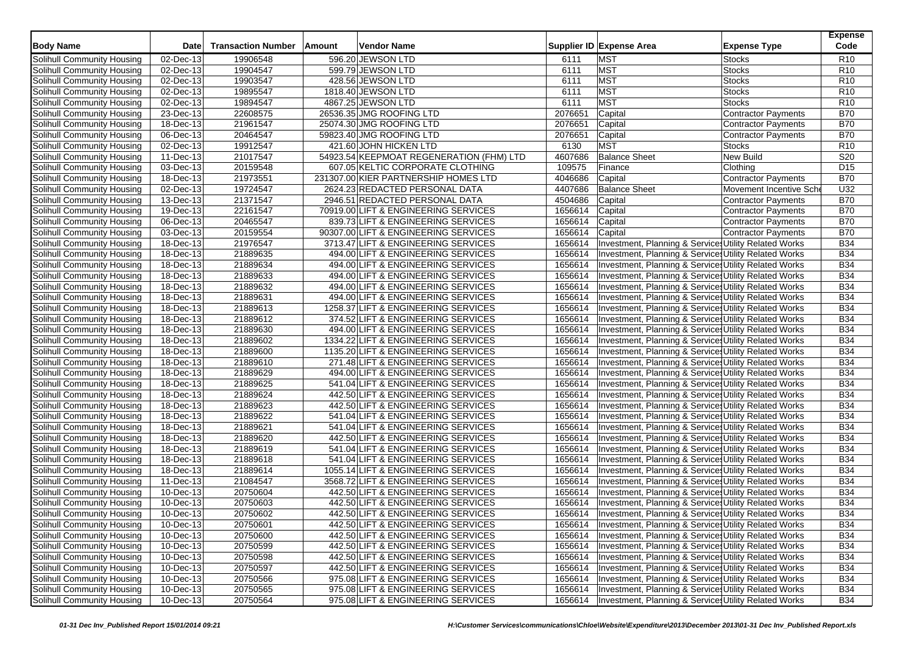| Body Name | Date | Transaction Number | Amount | Vendor Name | Supplier ID | Expense Area | Expense Type | Expense Code |
|---|---|---|---|---|---|---|---|---|
| Solihull Community Housing | 02-Dec-13 | 19906548 | 596.20 | JEWSON LTD | 6111 | MST | Stocks | R10 |
| Solihull Community Housing | 02-Dec-13 | 19904547 | 599.79 | JEWSON LTD | 6111 | MST | Stocks | R10 |
| Solihull Community Housing | 02-Dec-13 | 19903547 | 428.56 | JEWSON LTD | 6111 | MST | Stocks | R10 |
| Solihull Community Housing | 02-Dec-13 | 19895547 | 1818.40 | JEWSON LTD | 6111 | MST | Stocks | R10 |
| Solihull Community Housing | 02-Dec-13 | 19894547 | 4867.25 | JEWSON LTD | 6111 | MST | Stocks | R10 |
| Solihull Community Housing | 23-Dec-13 | 22608575 | 26536.35 | JMG ROOFING LTD | 2076651 | Capital | Contractor Payments | B70 |
| Solihull Community Housing | 18-Dec-13 | 21961547 | 25074.30 | JMG ROOFING LTD | 2076651 | Capital | Contractor Payments | B70 |
| Solihull Community Housing | 06-Dec-13 | 20464547 | 59823.40 | JMG ROOFING LTD | 2076651 | Capital | Contractor Payments | B70 |
| Solihull Community Housing | 02-Dec-13 | 19912547 | 421.60 | JOHN HICKEN LTD | 6130 | MST | Stocks | R10 |
| Solihull Community Housing | 11-Dec-13 | 21017547 | 54923.54 | KEEPMOAT REGENERATION (FHM) LTD | 4607686 | Balance Sheet | New Build | S20 |
| Solihull Community Housing | 03-Dec-13 | 20159548 | 607.05 | KELTIC CORPORATE CLOTHING | 109575 | Finance | Clothing | D15 |
| Solihull Community Housing | 18-Dec-13 | 21973551 | 231307.00 | KIER PARTNERSHIP HOMES LTD | 4046686 | Capital | Contractor Payments | B70 |
| Solihull Community Housing | 02-Dec-13 | 19724547 | 2624.23 | REDACTED PERSONAL DATA | 4407686 | Balance Sheet | Movement Incentive Sche | U32 |
| Solihull Community Housing | 13-Dec-13 | 21371547 | 2946.51 | REDACTED PERSONAL DATA | 4504686 | Capital | Contractor Payments | B70 |
| Solihull Community Housing | 19-Dec-13 | 22161547 | 70919.00 | LIFT & ENGINEERING SERVICES | 1656614 | Capital | Contractor Payments | B70 |
| Solihull Community Housing | 06-Dec-13 | 20465547 | 839.73 | LIFT & ENGINEERING SERVICES | 1656614 | Capital | Contractor Payments | B70 |
| Solihull Community Housing | 03-Dec-13 | 20159554 | 90307.00 | LIFT & ENGINEERING SERVICES | 1656614 | Capital | Contractor Payments | B70 |
| Solihull Community Housing | 18-Dec-13 | 21976547 | 3713.47 | LIFT & ENGINEERING SERVICES | 1656614 | Investment, Planning & Services | Utility Related Works | B34 |
| Solihull Community Housing | 18-Dec-13 | 21889635 | 494.00 | LIFT & ENGINEERING SERVICES | 1656614 | Investment, Planning & Services | Utility Related Works | B34 |
| Solihull Community Housing | 18-Dec-13 | 21889634 | 494.00 | LIFT & ENGINEERING SERVICES | 1656614 | Investment, Planning & Services | Utility Related Works | B34 |
| Solihull Community Housing | 18-Dec-13 | 21889633 | 494.00 | LIFT & ENGINEERING SERVICES | 1656614 | Investment, Planning & Services | Utility Related Works | B34 |
| Solihull Community Housing | 18-Dec-13 | 21889632 | 494.00 | LIFT & ENGINEERING SERVICES | 1656614 | Investment, Planning & Services | Utility Related Works | B34 |
| Solihull Community Housing | 18-Dec-13 | 21889631 | 494.00 | LIFT & ENGINEERING SERVICES | 1656614 | Investment, Planning & Services | Utility Related Works | B34 |
| Solihull Community Housing | 18-Dec-13 | 21889613 | 1258.37 | LIFT & ENGINEERING SERVICES | 1656614 | Investment, Planning & Services | Utility Related Works | B34 |
| Solihull Community Housing | 18-Dec-13 | 21889612 | 374.52 | LIFT & ENGINEERING SERVICES | 1656614 | Investment, Planning & Services | Utility Related Works | B34 |
| Solihull Community Housing | 18-Dec-13 | 21889630 | 494.00 | LIFT & ENGINEERING SERVICES | 1656614 | Investment, Planning & Services | Utility Related Works | B34 |
| Solihull Community Housing | 18-Dec-13 | 21889602 | 1334.22 | LIFT & ENGINEERING SERVICES | 1656614 | Investment, Planning & Services | Utility Related Works | B34 |
| Solihull Community Housing | 18-Dec-13 | 21889600 | 1135.20 | LIFT & ENGINEERING SERVICES | 1656614 | Investment, Planning & Services | Utility Related Works | B34 |
| Solihull Community Housing | 18-Dec-13 | 21889610 | 271.48 | LIFT & ENGINEERING SERVICES | 1656614 | Investment, Planning & Services | Utility Related Works | B34 |
| Solihull Community Housing | 18-Dec-13 | 21889629 | 494.00 | LIFT & ENGINEERING SERVICES | 1656614 | Investment, Planning & Services | Utility Related Works | B34 |
| Solihull Community Housing | 18-Dec-13 | 21889625 | 541.04 | LIFT & ENGINEERING SERVICES | 1656614 | Investment, Planning & Services | Utility Related Works | B34 |
| Solihull Community Housing | 18-Dec-13 | 21889624 | 442.50 | LIFT & ENGINEERING SERVICES | 1656614 | Investment, Planning & Services | Utility Related Works | B34 |
| Solihull Community Housing | 18-Dec-13 | 21889623 | 442.50 | LIFT & ENGINEERING SERVICES | 1656614 | Investment, Planning & Services | Utility Related Works | B34 |
| Solihull Community Housing | 18-Dec-13 | 21889622 | 541.04 | LIFT & ENGINEERING SERVICES | 1656614 | Investment, Planning & Services | Utility Related Works | B34 |
| Solihull Community Housing | 18-Dec-13 | 21889621 | 541.04 | LIFT & ENGINEERING SERVICES | 1656614 | Investment, Planning & Services | Utility Related Works | B34 |
| Solihull Community Housing | 18-Dec-13 | 21889620 | 442.50 | LIFT & ENGINEERING SERVICES | 1656614 | Investment, Planning & Services | Utility Related Works | B34 |
| Solihull Community Housing | 18-Dec-13 | 21889619 | 541.04 | LIFT & ENGINEERING SERVICES | 1656614 | Investment, Planning & Services | Utility Related Works | B34 |
| Solihull Community Housing | 18-Dec-13 | 21889618 | 541.04 | LIFT & ENGINEERING SERVICES | 1656614 | Investment, Planning & Services | Utility Related Works | B34 |
| Solihull Community Housing | 18-Dec-13 | 21889614 | 1055.14 | LIFT & ENGINEERING SERVICES | 1656614 | Investment, Planning & Services | Utility Related Works | B34 |
| Solihull Community Housing | 11-Dec-13 | 21084547 | 3568.72 | LIFT & ENGINEERING SERVICES | 1656614 | Investment, Planning & Services | Utility Related Works | B34 |
| Solihull Community Housing | 10-Dec-13 | 20750604 | 442.50 | LIFT & ENGINEERING SERVICES | 1656614 | Investment, Planning & Services | Utility Related Works | B34 |
| Solihull Community Housing | 10-Dec-13 | 20750603 | 442.50 | LIFT & ENGINEERING SERVICES | 1656614 | Investment, Planning & Services | Utility Related Works | B34 |
| Solihull Community Housing | 10-Dec-13 | 20750602 | 442.50 | LIFT & ENGINEERING SERVICES | 1656614 | Investment, Planning & Services | Utility Related Works | B34 |
| Solihull Community Housing | 10-Dec-13 | 20750601 | 442.50 | LIFT & ENGINEERING SERVICES | 1656614 | Investment, Planning & Services | Utility Related Works | B34 |
| Solihull Community Housing | 10-Dec-13 | 20750600 | 442.50 | LIFT & ENGINEERING SERVICES | 1656614 | Investment, Planning & Services | Utility Related Works | B34 |
| Solihull Community Housing | 10-Dec-13 | 20750599 | 442.50 | LIFT & ENGINEERING SERVICES | 1656614 | Investment, Planning & Services | Utility Related Works | B34 |
| Solihull Community Housing | 10-Dec-13 | 20750598 | 442.50 | LIFT & ENGINEERING SERVICES | 1656614 | Investment, Planning & Services | Utility Related Works | B34 |
| Solihull Community Housing | 10-Dec-13 | 20750597 | 442.50 | LIFT & ENGINEERING SERVICES | 1656614 | Investment, Planning & Services | Utility Related Works | B34 |
| Solihull Community Housing | 10-Dec-13 | 20750566 | 975.08 | LIFT & ENGINEERING SERVICES | 1656614 | Investment, Planning & Services | Utility Related Works | B34 |
| Solihull Community Housing | 10-Dec-13 | 20750565 | 975.08 | LIFT & ENGINEERING SERVICES | 1656614 | Investment, Planning & Services | Utility Related Works | B34 |
| Solihull Community Housing | 10-Dec-13 | 20750564 | 975.08 | LIFT & ENGINEERING SERVICES | 1656614 | Investment, Planning & Services | Utility Related Works | B34 |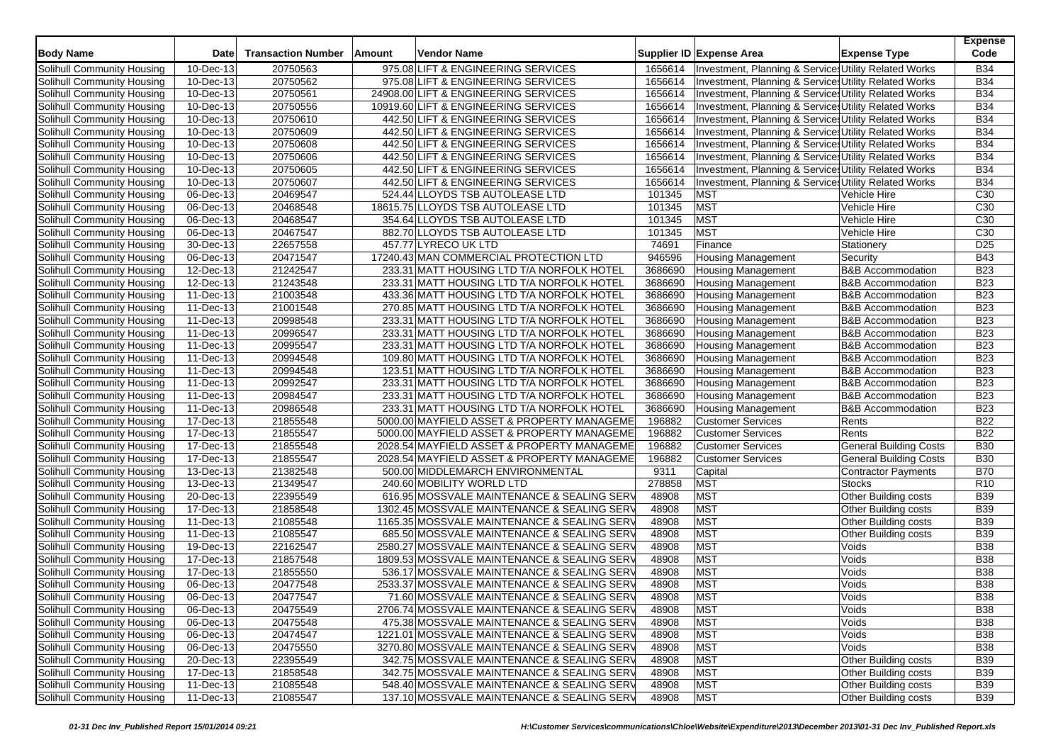| Body Name | Date | Transaction Number | Amount | Vendor Name | Supplier ID | Expense Area | Expense Type | Expense Code |
|---|---|---|---|---|---|---|---|---|
| Solihull Community Housing | 10-Dec-13 | 20750563 | 975.08 | LIFT & ENGINEERING SERVICES | 1656614 | Investment, Planning & Services | Utility Related Works | B34 |
| Solihull Community Housing | 10-Dec-13 | 20750562 | 975.08 | LIFT & ENGINEERING SERVICES | 1656614 | Investment, Planning & Services | Utility Related Works | B34 |
| Solihull Community Housing | 10-Dec-13 | 20750561 | 24908.00 | LIFT & ENGINEERING SERVICES | 1656614 | Investment, Planning & Services | Utility Related Works | B34 |
| Solihull Community Housing | 10-Dec-13 | 20750556 | 10919.60 | LIFT & ENGINEERING SERVICES | 1656614 | Investment, Planning & Services | Utility Related Works | B34 |
| Solihull Community Housing | 10-Dec-13 | 20750610 | 442.50 | LIFT & ENGINEERING SERVICES | 1656614 | Investment, Planning & Services | Utility Related Works | B34 |
| Solihull Community Housing | 10-Dec-13 | 20750609 | 442.50 | LIFT & ENGINEERING SERVICES | 1656614 | Investment, Planning & Services | Utility Related Works | B34 |
| Solihull Community Housing | 10-Dec-13 | 20750608 | 442.50 | LIFT & ENGINEERING SERVICES | 1656614 | Investment, Planning & Services | Utility Related Works | B34 |
| Solihull Community Housing | 10-Dec-13 | 20750606 | 442.50 | LIFT & ENGINEERING SERVICES | 1656614 | Investment, Planning & Services | Utility Related Works | B34 |
| Solihull Community Housing | 10-Dec-13 | 20750605 | 442.50 | LIFT & ENGINEERING SERVICES | 1656614 | Investment, Planning & Services | Utility Related Works | B34 |
| Solihull Community Housing | 10-Dec-13 | 20750607 | 442.50 | LIFT & ENGINEERING SERVICES | 1656614 | Investment, Planning & Services | Utility Related Works | B34 |
| Solihull Community Housing | 06-Dec-13 | 20469547 | 524.44 | LLOYDS TSB AUTOLEASE LTD | 101345 | MST | Vehicle Hire | C30 |
| Solihull Community Housing | 06-Dec-13 | 20468548 | 18615.75 | LLOYDS TSB AUTOLEASE LTD | 101345 | MST | Vehicle Hire | C30 |
| Solihull Community Housing | 06-Dec-13 | 20468547 | 354.64 | LLOYDS TSB AUTOLEASE LTD | 101345 | MST | Vehicle Hire | C30 |
| Solihull Community Housing | 06-Dec-13 | 20467547 | 882.70 | LLOYDS TSB AUTOLEASE LTD | 101345 | MST | Vehicle Hire | C30 |
| Solihull Community Housing | 30-Dec-13 | 22657558 | 457.77 | LYRECO UK LTD | 74691 | Finance | Stationery | D25 |
| Solihull Community Housing | 06-Dec-13 | 20471547 | 17240.43 | MAN COMMERCIAL PROTECTION LTD | 946596 | Housing Management | Security | B43 |
| Solihull Community Housing | 12-Dec-13 | 21242547 | 233.31 | MATT HOUSING LTD T/A NORFOLK HOTEL | 3686690 | Housing Management | B&B Accommodation | B23 |
| Solihull Community Housing | 12-Dec-13 | 21243548 | 233.31 | MATT HOUSING LTD T/A NORFOLK HOTEL | 3686690 | Housing Management | B&B Accommodation | B23 |
| Solihull Community Housing | 11-Dec-13 | 21003548 | 433.36 | MATT HOUSING LTD T/A NORFOLK HOTEL | 3686690 | Housing Management | B&B Accommodation | B23 |
| Solihull Community Housing | 11-Dec-13 | 21001548 | 270.85 | MATT HOUSING LTD T/A NORFOLK HOTEL | 3686690 | Housing Management | B&B Accommodation | B23 |
| Solihull Community Housing | 11-Dec-13 | 20998548 | 233.31 | MATT HOUSING LTD T/A NORFOLK HOTEL | 3686690 | Housing Management | B&B Accommodation | B23 |
| Solihull Community Housing | 11-Dec-13 | 20996547 | 233.31 | MATT HOUSING LTD T/A NORFOLK HOTEL | 3686690 | Housing Management | B&B Accommodation | B23 |
| Solihull Community Housing | 11-Dec-13 | 20995547 | 233.31 | MATT HOUSING LTD T/A NORFOLK HOTEL | 3686690 | Housing Management | B&B Accommodation | B23 |
| Solihull Community Housing | 11-Dec-13 | 20994548 | 109.80 | MATT HOUSING LTD T/A NORFOLK HOTEL | 3686690 | Housing Management | B&B Accommodation | B23 |
| Solihull Community Housing | 11-Dec-13 | 20994548 | 123.51 | MATT HOUSING LTD T/A NORFOLK HOTEL | 3686690 | Housing Management | B&B Accommodation | B23 |
| Solihull Community Housing | 11-Dec-13 | 20992547 | 233.31 | MATT HOUSING LTD T/A NORFOLK HOTEL | 3686690 | Housing Management | B&B Accommodation | B23 |
| Solihull Community Housing | 11-Dec-13 | 20984547 | 233.31 | MATT HOUSING LTD T/A NORFOLK HOTEL | 3686690 | Housing Management | B&B Accommodation | B23 |
| Solihull Community Housing | 11-Dec-13 | 20986548 | 233.31 | MATT HOUSING LTD T/A NORFOLK HOTEL | 3686690 | Housing Management | B&B Accommodation | B23 |
| Solihull Community Housing | 17-Dec-13 | 21855548 | 5000.00 | MAYFIELD ASSET & PROPERTY MANAGEME | 196882 | Customer Services | Rents | B22 |
| Solihull Community Housing | 17-Dec-13 | 21855547 | 5000.00 | MAYFIELD ASSET & PROPERTY MANAGEME | 196882 | Customer Services | Rents | B22 |
| Solihull Community Housing | 17-Dec-13 | 21855548 | 2028.54 | MAYFIELD ASSET & PROPERTY MANAGEME | 196882 | Customer Services | General Building Costs | B30 |
| Solihull Community Housing | 17-Dec-13 | 21855547 | 2028.54 | MAYFIELD ASSET & PROPERTY MANAGEME | 196882 | Customer Services | General Building Costs | B30 |
| Solihull Community Housing | 13-Dec-13 | 21382548 | 500.00 | MIDDLEMARCH ENVIRONMENTAL | 9311 | Capital | Contractor Payments | B70 |
| Solihull Community Housing | 13-Dec-13 | 21349547 | 240.60 | MOBILITY WORLD LTD | 278858 | MST | Stocks | R10 |
| Solihull Community Housing | 20-Dec-13 | 22395549 | 616.95 | MOSSVALE MAINTENANCE & SEALING SERV | 48908 | MST | Other Building costs | B39 |
| Solihull Community Housing | 17-Dec-13 | 21858548 | 1302.45 | MOSSVALE MAINTENANCE & SEALING SERV | 48908 | MST | Other Building costs | B39 |
| Solihull Community Housing | 11-Dec-13 | 21085548 | 1165.35 | MOSSVALE MAINTENANCE & SEALING SERV | 48908 | MST | Other Building costs | B39 |
| Solihull Community Housing | 11-Dec-13 | 21085547 | 685.50 | MOSSVALE MAINTENANCE & SEALING SERV | 48908 | MST | Other Building costs | B39 |
| Solihull Community Housing | 19-Dec-13 | 22162547 | 2580.27 | MOSSVALE MAINTENANCE & SEALING SERV | 48908 | MST | Voids | B38 |
| Solihull Community Housing | 17-Dec-13 | 21857548 | 1809.53 | MOSSVALE MAINTENANCE & SEALING SERV | 48908 | MST | Voids | B38 |
| Solihull Community Housing | 17-Dec-13 | 21855550 | 536.17 | MOSSVALE MAINTENANCE & SEALING SERV | 48908 | MST | Voids | B38 |
| Solihull Community Housing | 06-Dec-13 | 20477548 | 2533.37 | MOSSVALE MAINTENANCE & SEALING SERV | 48908 | MST | Voids | B38 |
| Solihull Community Housing | 06-Dec-13 | 20477547 | 71.60 | MOSSVALE MAINTENANCE & SEALING SERV | 48908 | MST | Voids | B38 |
| Solihull Community Housing | 06-Dec-13 | 20475549 | 2706.74 | MOSSVALE MAINTENANCE & SEALING SERV | 48908 | MST | Voids | B38 |
| Solihull Community Housing | 06-Dec-13 | 20475548 | 475.38 | MOSSVALE MAINTENANCE & SEALING SERV | 48908 | MST | Voids | B38 |
| Solihull Community Housing | 06-Dec-13 | 20474547 | 1221.01 | MOSSVALE MAINTENANCE & SEALING SERV | 48908 | MST | Voids | B38 |
| Solihull Community Housing | 06-Dec-13 | 20475550 | 3270.80 | MOSSVALE MAINTENANCE & SEALING SERV | 48908 | MST | Voids | B38 |
| Solihull Community Housing | 20-Dec-13 | 22395549 | 342.75 | MOSSVALE MAINTENANCE & SEALING SERV | 48908 | MST | Other Building costs | B39 |
| Solihull Community Housing | 17-Dec-13 | 21858548 | 342.75 | MOSSVALE MAINTENANCE & SEALING SERV | 48908 | MST | Other Building costs | B39 |
| Solihull Community Housing | 11-Dec-13 | 21085548 | 548.40 | MOSSVALE MAINTENANCE & SEALING SERV | 48908 | MST | Other Building costs | B39 |
| Solihull Community Housing | 11-Dec-13 | 21085547 | 137.10 | MOSSVALE MAINTENANCE & SEALING SERV | 48908 | MST | Other Building costs | B39 |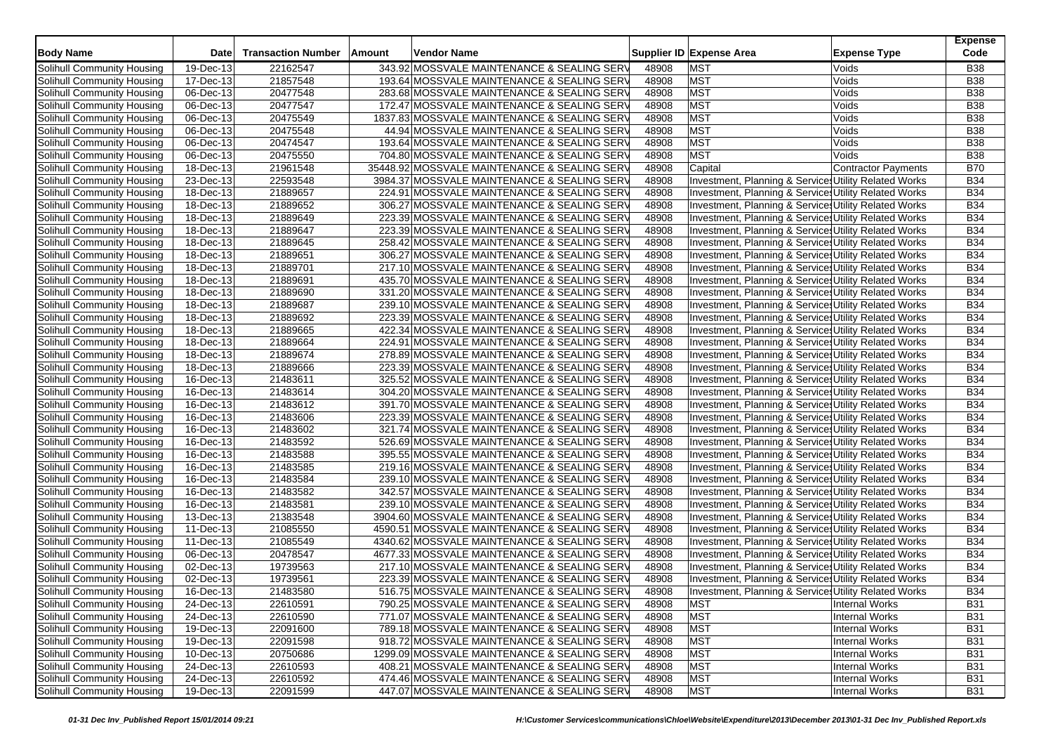| Body Name | Date | Transaction Number | Amount | Vendor Name | Supplier ID | Expense Area | Expense Type | Expense Code |
|---|---|---|---|---|---|---|---|---|
| Solihull Community Housing | 19-Dec-13 | 22162547 | 343.92 | MOSSVALE MAINTENANCE & SEALING SERV | 48908 | MST | Voids | B38 |
| Solihull Community Housing | 17-Dec-13 | 21857548 | 193.64 | MOSSVALE MAINTENANCE & SEALING SERV | 48908 | MST | Voids | B38 |
| Solihull Community Housing | 06-Dec-13 | 20477548 | 283.68 | MOSSVALE MAINTENANCE & SEALING SERV | 48908 | MST | Voids | B38 |
| Solihull Community Housing | 06-Dec-13 | 20477547 | 172.47 | MOSSVALE MAINTENANCE & SEALING SERV | 48908 | MST | Voids | B38 |
| Solihull Community Housing | 06-Dec-13 | 20475549 | 1837.83 | MOSSVALE MAINTENANCE & SEALING SERV | 48908 | MST | Voids | B38 |
| Solihull Community Housing | 06-Dec-13 | 20475548 | 44.94 | MOSSVALE MAINTENANCE & SEALING SERV | 48908 | MST | Voids | B38 |
| Solihull Community Housing | 06-Dec-13 | 20474547 | 193.64 | MOSSVALE MAINTENANCE & SEALING SERV | 48908 | MST | Voids | B38 |
| Solihull Community Housing | 06-Dec-13 | 20475550 | 704.80 | MOSSVALE MAINTENANCE & SEALING SERV | 48908 | MST | Voids | B38 |
| Solihull Community Housing | 18-Dec-13 | 21961548 | 35448.92 | MOSSVALE MAINTENANCE & SEALING SERV | 48908 | Capital | Contractor Payments | B70 |
| Solihull Community Housing | 23-Dec-13 | 22593548 | 3984.37 | MOSSVALE MAINTENANCE & SEALING SERV | 48908 | Investment, Planning & Services | Utility Related Works | B34 |
| Solihull Community Housing | 18-Dec-13 | 21889657 | 224.91 | MOSSVALE MAINTENANCE & SEALING SERV | 48908 | Investment, Planning & Services | Utility Related Works | B34 |
| Solihull Community Housing | 18-Dec-13 | 21889652 | 306.27 | MOSSVALE MAINTENANCE & SEALING SERV | 48908 | Investment, Planning & Services | Utility Related Works | B34 |
| Solihull Community Housing | 18-Dec-13 | 21889649 | 223.39 | MOSSVALE MAINTENANCE & SEALING SERV | 48908 | Investment, Planning & Services | Utility Related Works | B34 |
| Solihull Community Housing | 18-Dec-13 | 21889647 | 223.39 | MOSSVALE MAINTENANCE & SEALING SERV | 48908 | Investment, Planning & Services | Utility Related Works | B34 |
| Solihull Community Housing | 18-Dec-13 | 21889645 | 258.42 | MOSSVALE MAINTENANCE & SEALING SERV | 48908 | Investment, Planning & Services | Utility Related Works | B34 |
| Solihull Community Housing | 18-Dec-13 | 21889651 | 306.27 | MOSSVALE MAINTENANCE & SEALING SERV | 48908 | Investment, Planning & Services | Utility Related Works | B34 |
| Solihull Community Housing | 18-Dec-13 | 21889701 | 217.10 | MOSSVALE MAINTENANCE & SEALING SERV | 48908 | Investment, Planning & Services | Utility Related Works | B34 |
| Solihull Community Housing | 18-Dec-13 | 21889691 | 435.70 | MOSSVALE MAINTENANCE & SEALING SERV | 48908 | Investment, Planning & Services | Utility Related Works | B34 |
| Solihull Community Housing | 18-Dec-13 | 21889690 | 331.20 | MOSSVALE MAINTENANCE & SEALING SERV | 48908 | Investment, Planning & Services | Utility Related Works | B34 |
| Solihull Community Housing | 18-Dec-13 | 21889687 | 239.10 | MOSSVALE MAINTENANCE & SEALING SERV | 48908 | Investment, Planning & Services | Utility Related Works | B34 |
| Solihull Community Housing | 18-Dec-13 | 21889692 | 223.39 | MOSSVALE MAINTENANCE & SEALING SERV | 48908 | Investment, Planning & Services | Utility Related Works | B34 |
| Solihull Community Housing | 18-Dec-13 | 21889665 | 422.34 | MOSSVALE MAINTENANCE & SEALING SERV | 48908 | Investment, Planning & Services | Utility Related Works | B34 |
| Solihull Community Housing | 18-Dec-13 | 21889664 | 224.91 | MOSSVALE MAINTENANCE & SEALING SERV | 48908 | Investment, Planning & Services | Utility Related Works | B34 |
| Solihull Community Housing | 18-Dec-13 | 21889674 | 278.89 | MOSSVALE MAINTENANCE & SEALING SERV | 48908 | Investment, Planning & Services | Utility Related Works | B34 |
| Solihull Community Housing | 18-Dec-13 | 21889666 | 223.39 | MOSSVALE MAINTENANCE & SEALING SERV | 48908 | Investment, Planning & Services | Utility Related Works | B34 |
| Solihull Community Housing | 16-Dec-13 | 21483611 | 325.52 | MOSSVALE MAINTENANCE & SEALING SERV | 48908 | Investment, Planning & Services | Utility Related Works | B34 |
| Solihull Community Housing | 16-Dec-13 | 21483614 | 304.20 | MOSSVALE MAINTENANCE & SEALING SERV | 48908 | Investment, Planning & Services | Utility Related Works | B34 |
| Solihull Community Housing | 16-Dec-13 | 21483612 | 391.70 | MOSSVALE MAINTENANCE & SEALING SERV | 48908 | Investment, Planning & Services | Utility Related Works | B34 |
| Solihull Community Housing | 16-Dec-13 | 21483606 | 223.39 | MOSSVALE MAINTENANCE & SEALING SERV | 48908 | Investment, Planning & Services | Utility Related Works | B34 |
| Solihull Community Housing | 16-Dec-13 | 21483602 | 321.74 | MOSSVALE MAINTENANCE & SEALING SERV | 48908 | Investment, Planning & Services | Utility Related Works | B34 |
| Solihull Community Housing | 16-Dec-13 | 21483592 | 526.69 | MOSSVALE MAINTENANCE & SEALING SERV | 48908 | Investment, Planning & Services | Utility Related Works | B34 |
| Solihull Community Housing | 16-Dec-13 | 21483588 | 395.55 | MOSSVALE MAINTENANCE & SEALING SERV | 48908 | Investment, Planning & Services | Utility Related Works | B34 |
| Solihull Community Housing | 16-Dec-13 | 21483585 | 219.16 | MOSSVALE MAINTENANCE & SEALING SERV | 48908 | Investment, Planning & Services | Utility Related Works | B34 |
| Solihull Community Housing | 16-Dec-13 | 21483584 | 239.10 | MOSSVALE MAINTENANCE & SEALING SERV | 48908 | Investment, Planning & Services | Utility Related Works | B34 |
| Solihull Community Housing | 16-Dec-13 | 21483582 | 342.57 | MOSSVALE MAINTENANCE & SEALING SERV | 48908 | Investment, Planning & Services | Utility Related Works | B34 |
| Solihull Community Housing | 16-Dec-13 | 21483581 | 239.10 | MOSSVALE MAINTENANCE & SEALING SERV | 48908 | Investment, Planning & Services | Utility Related Works | B34 |
| Solihull Community Housing | 13-Dec-13 | 21383548 | 3904.60 | MOSSVALE MAINTENANCE & SEALING SERV | 48908 | Investment, Planning & Services | Utility Related Works | B34 |
| Solihull Community Housing | 11-Dec-13 | 21085550 | 4590.51 | MOSSVALE MAINTENANCE & SEALING SERV | 48908 | Investment, Planning & Services | Utility Related Works | B34 |
| Solihull Community Housing | 11-Dec-13 | 21085549 | 4340.62 | MOSSVALE MAINTENANCE & SEALING SERV | 48908 | Investment, Planning & Services | Utility Related Works | B34 |
| Solihull Community Housing | 06-Dec-13 | 20478547 | 4677.33 | MOSSVALE MAINTENANCE & SEALING SERV | 48908 | Investment, Planning & Services | Utility Related Works | B34 |
| Solihull Community Housing | 02-Dec-13 | 19739563 | 217.10 | MOSSVALE MAINTENANCE & SEALING SERV | 48908 | Investment, Planning & Services | Utility Related Works | B34 |
| Solihull Community Housing | 02-Dec-13 | 19739561 | 223.39 | MOSSVALE MAINTENANCE & SEALING SERV | 48908 | Investment, Planning & Services | Utility Related Works | B34 |
| Solihull Community Housing | 16-Dec-13 | 21483580 | 516.75 | MOSSVALE MAINTENANCE & SEALING SERV | 48908 | Investment, Planning & Services | Utility Related Works | B34 |
| Solihull Community Housing | 24-Dec-13 | 22610591 | 790.25 | MOSSVALE MAINTENANCE & SEALING SERV | 48908 | MST | Internal Works | B31 |
| Solihull Community Housing | 24-Dec-13 | 22610590 | 771.07 | MOSSVALE MAINTENANCE & SEALING SERV | 48908 | MST | Internal Works | B31 |
| Solihull Community Housing | 19-Dec-13 | 22091600 | 789.18 | MOSSVALE MAINTENANCE & SEALING SERV | 48908 | MST | Internal Works | B31 |
| Solihull Community Housing | 19-Dec-13 | 22091598 | 918.72 | MOSSVALE MAINTENANCE & SEALING SERV | 48908 | MST | Internal Works | B31 |
| Solihull Community Housing | 10-Dec-13 | 20750686 | 1299.09 | MOSSVALE MAINTENANCE & SEALING SERV | 48908 | MST | Internal Works | B31 |
| Solihull Community Housing | 24-Dec-13 | 22610593 | 408.21 | MOSSVALE MAINTENANCE & SEALING SERV | 48908 | MST | Internal Works | B31 |
| Solihull Community Housing | 24-Dec-13 | 22610592 | 474.46 | MOSSVALE MAINTENANCE & SEALING SERV | 48908 | MST | Internal Works | B31 |
| Solihull Community Housing | 19-Dec-13 | 22091599 | 447.07 | MOSSVALE MAINTENANCE & SEALING SERV | 48908 | MST | Internal Works | B31 |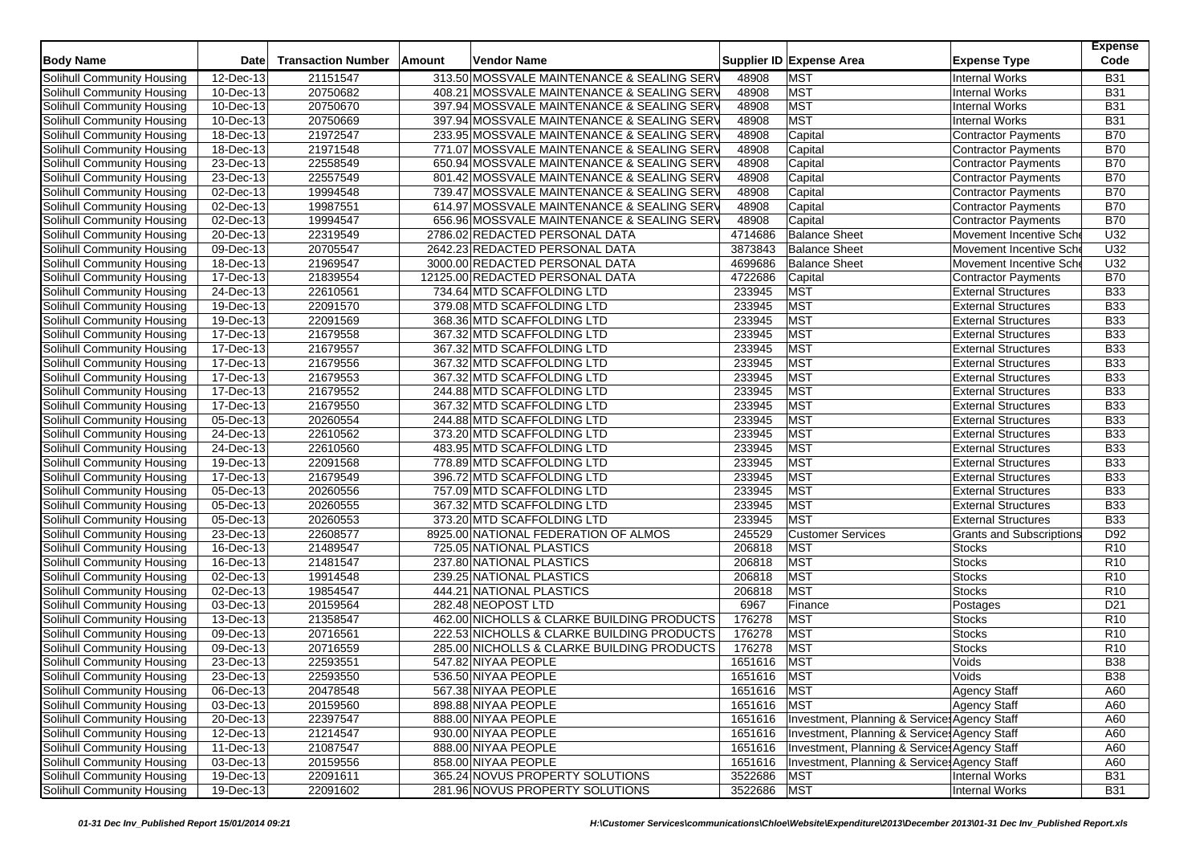| Body Name | Date | Transaction Number | Amount | Vendor Name | Supplier ID | Expense Area | Expense Type | Expense Code |
|---|---|---|---|---|---|---|---|---|
| Solihull Community Housing | 12-Dec-13 | 21151547 | 313.50 | MOSSVALE MAINTENANCE & SEALING SERV | 48908 | MST | Internal Works | B31 |
| Solihull Community Housing | 10-Dec-13 | 20750682 | 408.21 | MOSSVALE MAINTENANCE & SEALING SERV | 48908 | MST | Internal Works | B31 |
| Solihull Community Housing | 10-Dec-13 | 20750670 | 397.94 | MOSSVALE MAINTENANCE & SEALING SERV | 48908 | MST | Internal Works | B31 |
| Solihull Community Housing | 10-Dec-13 | 20750669 | 397.94 | MOSSVALE MAINTENANCE & SEALING SERV | 48908 | MST | Internal Works | B31 |
| Solihull Community Housing | 18-Dec-13 | 21972547 | 233.95 | MOSSVALE MAINTENANCE & SEALING SERV | 48908 | Capital | Contractor Payments | B70 |
| Solihull Community Housing | 18-Dec-13 | 21971548 | 771.07 | MOSSVALE MAINTENANCE & SEALING SERV | 48908 | Capital | Contractor Payments | B70 |
| Solihull Community Housing | 23-Dec-13 | 22558549 | 650.94 | MOSSVALE MAINTENANCE & SEALING SERV | 48908 | Capital | Contractor Payments | B70 |
| Solihull Community Housing | 23-Dec-13 | 22557549 | 801.42 | MOSSVALE MAINTENANCE & SEALING SERV | 48908 | Capital | Contractor Payments | B70 |
| Solihull Community Housing | 02-Dec-13 | 19994548 | 739.47 | MOSSVALE MAINTENANCE & SEALING SERV | 48908 | Capital | Contractor Payments | B70 |
| Solihull Community Housing | 02-Dec-13 | 19987551 | 614.97 | MOSSVALE MAINTENANCE & SEALING SERV | 48908 | Capital | Contractor Payments | B70 |
| Solihull Community Housing | 02-Dec-13 | 19994547 | 656.96 | MOSSVALE MAINTENANCE & SEALING SERV | 48908 | Capital | Contractor Payments | B70 |
| Solihull Community Housing | 20-Dec-13 | 22319549 | 2786.02 | REDACTED PERSONAL DATA | 4714686 | Balance Sheet | Movement Incentive Sche | U32 |
| Solihull Community Housing | 09-Dec-13 | 20705547 | 2642.23 | REDACTED PERSONAL DATA | 3873843 | Balance Sheet | Movement Incentive Sche | U32 |
| Solihull Community Housing | 18-Dec-13 | 21969547 | 3000.00 | REDACTED PERSONAL DATA | 4699686 | Balance Sheet | Movement Incentive Sche | U32 |
| Solihull Community Housing | 17-Dec-13 | 21839554 | 12125.00 | REDACTED PERSONAL DATA | 4722686 | Capital | Contractor Payments | B70 |
| Solihull Community Housing | 24-Dec-13 | 22610561 | 734.64 | MTD SCAFFOLDING LTD | 233945 | MST | External Structures | B33 |
| Solihull Community Housing | 19-Dec-13 | 22091570 | 379.08 | MTD SCAFFOLDING LTD | 233945 | MST | External Structures | B33 |
| Solihull Community Housing | 19-Dec-13 | 22091569 | 368.36 | MTD SCAFFOLDING LTD | 233945 | MST | External Structures | B33 |
| Solihull Community Housing | 17-Dec-13 | 21679558 | 367.32 | MTD SCAFFOLDING LTD | 233945 | MST | External Structures | B33 |
| Solihull Community Housing | 17-Dec-13 | 21679557 | 367.32 | MTD SCAFFOLDING LTD | 233945 | MST | External Structures | B33 |
| Solihull Community Housing | 17-Dec-13 | 21679556 | 367.32 | MTD SCAFFOLDING LTD | 233945 | MST | External Structures | B33 |
| Solihull Community Housing | 17-Dec-13 | 21679553 | 367.32 | MTD SCAFFOLDING LTD | 233945 | MST | External Structures | B33 |
| Solihull Community Housing | 17-Dec-13 | 21679552 | 244.88 | MTD SCAFFOLDING LTD | 233945 | MST | External Structures | B33 |
| Solihull Community Housing | 17-Dec-13 | 21679550 | 367.32 | MTD SCAFFOLDING LTD | 233945 | MST | External Structures | B33 |
| Solihull Community Housing | 05-Dec-13 | 20260554 | 244.88 | MTD SCAFFOLDING LTD | 233945 | MST | External Structures | B33 |
| Solihull Community Housing | 24-Dec-13 | 22610562 | 373.20 | MTD SCAFFOLDING LTD | 233945 | MST | External Structures | B33 |
| Solihull Community Housing | 24-Dec-13 | 22610560 | 483.95 | MTD SCAFFOLDING LTD | 233945 | MST | External Structures | B33 |
| Solihull Community Housing | 19-Dec-13 | 22091568 | 778.89 | MTD SCAFFOLDING LTD | 233945 | MST | External Structures | B33 |
| Solihull Community Housing | 17-Dec-13 | 21679549 | 396.72 | MTD SCAFFOLDING LTD | 233945 | MST | External Structures | B33 |
| Solihull Community Housing | 05-Dec-13 | 20260556 | 757.09 | MTD SCAFFOLDING LTD | 233945 | MST | External Structures | B33 |
| Solihull Community Housing | 05-Dec-13 | 20260555 | 367.32 | MTD SCAFFOLDING LTD | 233945 | MST | External Structures | B33 |
| Solihull Community Housing | 05-Dec-13 | 20260553 | 373.20 | MTD SCAFFOLDING LTD | 233945 | MST | External Structures | B33 |
| Solihull Community Housing | 23-Dec-13 | 22608577 | 8925.00 | NATIONAL FEDERATION OF ALMOS | 245529 | Customer Services | Grants and Subscriptions | D92 |
| Solihull Community Housing | 16-Dec-13 | 21489547 | 725.05 | NATIONAL PLASTICS | 206818 | MST | Stocks | R10 |
| Solihull Community Housing | 16-Dec-13 | 21481547 | 237.80 | NATIONAL PLASTICS | 206818 | MST | Stocks | R10 |
| Solihull Community Housing | 02-Dec-13 | 19914548 | 239.25 | NATIONAL PLASTICS | 206818 | MST | Stocks | R10 |
| Solihull Community Housing | 02-Dec-13 | 19854547 | 444.21 | NATIONAL PLASTICS | 206818 | MST | Stocks | R10 |
| Solihull Community Housing | 03-Dec-13 | 20159564 | 282.48 | NEOPOST LTD | 6967 | Finance | Postages | D21 |
| Solihull Community Housing | 13-Dec-13 | 21358547 | 462.00 | NICHOLLS & CLARKE BUILDING PRODUCTS | 176278 | MST | Stocks | R10 |
| Solihull Community Housing | 09-Dec-13 | 20716561 | 222.53 | NICHOLLS & CLARKE BUILDING PRODUCTS | 176278 | MST | Stocks | R10 |
| Solihull Community Housing | 09-Dec-13 | 20716559 | 285.00 | NICHOLLS & CLARKE BUILDING PRODUCTS | 176278 | MST | Stocks | R10 |
| Solihull Community Housing | 23-Dec-13 | 22593551 | 547.82 | NIYAA PEOPLE | 1651616 | MST | Voids | B38 |
| Solihull Community Housing | 23-Dec-13 | 22593550 | 536.50 | NIYAA PEOPLE | 1651616 | MST | Voids | B38 |
| Solihull Community Housing | 06-Dec-13 | 20478548 | 567.38 | NIYAA PEOPLE | 1651616 | MST | Agency Staff | A60 |
| Solihull Community Housing | 03-Dec-13 | 20159560 | 898.88 | NIYAA PEOPLE | 1651616 | MST | Agency Staff | A60 |
| Solihull Community Housing | 20-Dec-13 | 22397547 | 888.00 | NIYAA PEOPLE | 1651616 | Investment, Planning & Services | Agency Staff | A60 |
| Solihull Community Housing | 12-Dec-13 | 21214547 | 930.00 | NIYAA PEOPLE | 1651616 | Investment, Planning & Services | Agency Staff | A60 |
| Solihull Community Housing | 11-Dec-13 | 21087547 | 888.00 | NIYAA PEOPLE | 1651616 | Investment, Planning & Services | Agency Staff | A60 |
| Solihull Community Housing | 03-Dec-13 | 20159556 | 858.00 | NIYAA PEOPLE | 1651616 | Investment, Planning & Services | Agency Staff | A60 |
| Solihull Community Housing | 19-Dec-13 | 22091611 | 365.24 | NOVUS PROPERTY SOLUTIONS | 3522686 | MST | Internal Works | B31 |
| Solihull Community Housing | 19-Dec-13 | 22091602 | 281.96 | NOVUS PROPERTY SOLUTIONS | 3522686 | MST | Internal Works | B31 |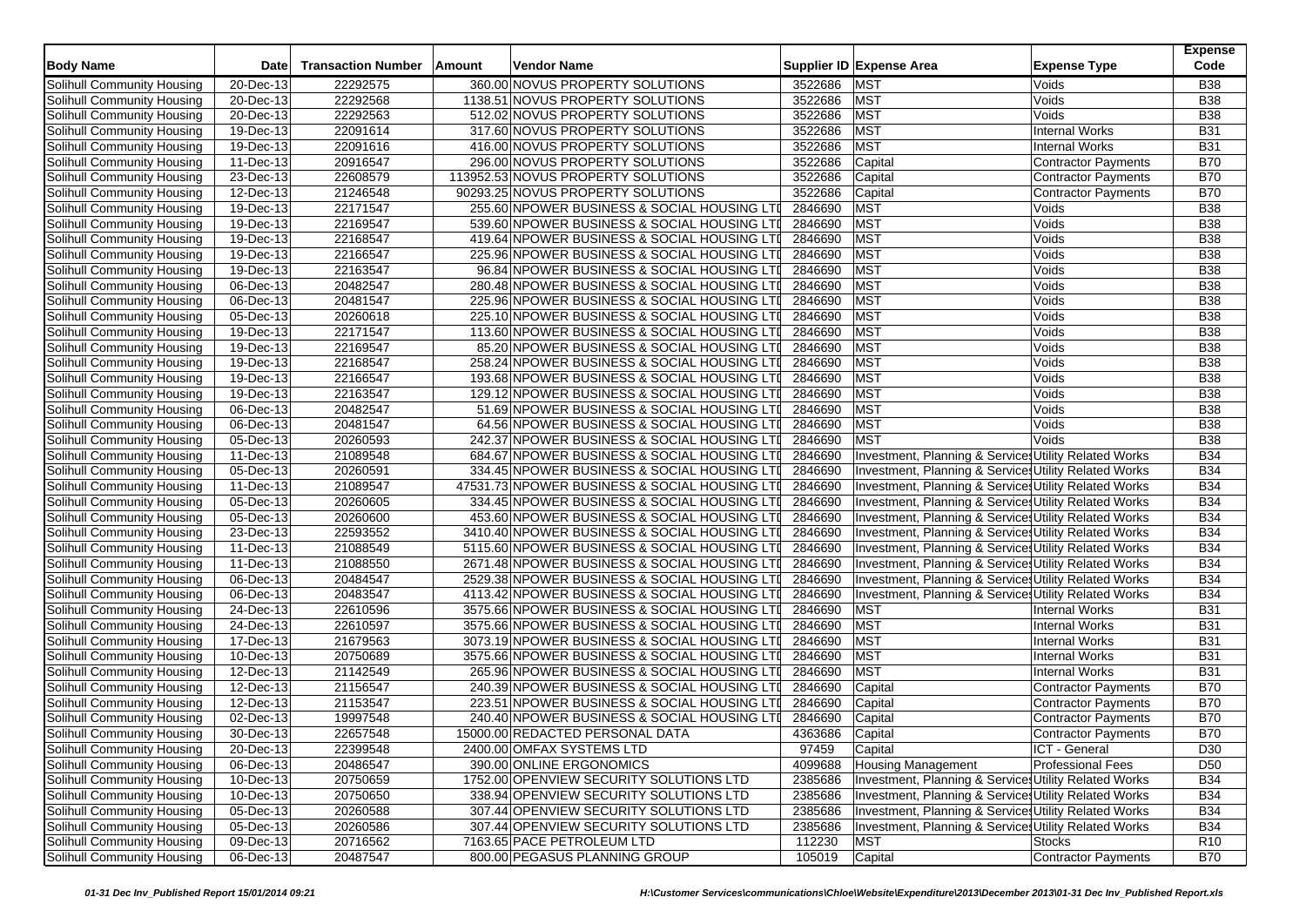| Body Name | Date | Transaction Number | Amount | Vendor Name | Supplier ID | Expense Area | Expense Type | Expense Code |
|---|---|---|---|---|---|---|---|---|
| Solihull Community Housing | 20-Dec-13 | 22292575 | 360.00 | NOVUS PROPERTY SOLUTIONS | 3522686 | MST | Voids | B38 |
| Solihull Community Housing | 20-Dec-13 | 22292568 | 1138.51 | NOVUS PROPERTY SOLUTIONS | 3522686 | MST | Voids | B38 |
| Solihull Community Housing | 20-Dec-13 | 22292563 | 512.02 | NOVUS PROPERTY SOLUTIONS | 3522686 | MST | Voids | B38 |
| Solihull Community Housing | 19-Dec-13 | 22091614 | 317.60 | NOVUS PROPERTY SOLUTIONS | 3522686 | MST | Internal Works | B31 |
| Solihull Community Housing | 19-Dec-13 | 22091616 | 416.00 | NOVUS PROPERTY SOLUTIONS | 3522686 | MST | Internal Works | B31 |
| Solihull Community Housing | 11-Dec-13 | 20916547 | 296.00 | NOVUS PROPERTY SOLUTIONS | 3522686 | Capital | Contractor Payments | B70 |
| Solihull Community Housing | 23-Dec-13 | 22608579 | 113952.53 | NOVUS PROPERTY SOLUTIONS | 3522686 | Capital | Contractor Payments | B70 |
| Solihull Community Housing | 12-Dec-13 | 21246548 | 90293.25 | NOVUS PROPERTY SOLUTIONS | 3522686 | Capital | Contractor Payments | B70 |
| Solihull Community Housing | 19-Dec-13 | 22171547 | 255.60 | NPOWER BUSINESS & SOCIAL HOUSING LTD | 2846690 | MST | Voids | B38 |
| Solihull Community Housing | 19-Dec-13 | 22169547 | 539.60 | NPOWER BUSINESS & SOCIAL HOUSING LTD | 2846690 | MST | Voids | B38 |
| Solihull Community Housing | 19-Dec-13 | 22168547 | 419.64 | NPOWER BUSINESS & SOCIAL HOUSING LTD | 2846690 | MST | Voids | B38 |
| Solihull Community Housing | 19-Dec-13 | 22166547 | 225.96 | NPOWER BUSINESS & SOCIAL HOUSING LTD | 2846690 | MST | Voids | B38 |
| Solihull Community Housing | 19-Dec-13 | 22163547 | 96.84 | NPOWER BUSINESS & SOCIAL HOUSING LTD | 2846690 | MST | Voids | B38 |
| Solihull Community Housing | 06-Dec-13 | 20482547 | 280.48 | NPOWER BUSINESS & SOCIAL HOUSING LTD | 2846690 | MST | Voids | B38 |
| Solihull Community Housing | 06-Dec-13 | 20481547 | 225.96 | NPOWER BUSINESS & SOCIAL HOUSING LTD | 2846690 | MST | Voids | B38 |
| Solihull Community Housing | 05-Dec-13 | 20260618 | 225.10 | NPOWER BUSINESS & SOCIAL HOUSING LTD | 2846690 | MST | Voids | B38 |
| Solihull Community Housing | 19-Dec-13 | 22171547 | 113.60 | NPOWER BUSINESS & SOCIAL HOUSING LTD | 2846690 | MST | Voids | B38 |
| Solihull Community Housing | 19-Dec-13 | 22169547 | 85.20 | NPOWER BUSINESS & SOCIAL HOUSING LTD | 2846690 | MST | Voids | B38 |
| Solihull Community Housing | 19-Dec-13 | 22168547 | 258.24 | NPOWER BUSINESS & SOCIAL HOUSING LTD | 2846690 | MST | Voids | B38 |
| Solihull Community Housing | 19-Dec-13 | 22166547 | 193.68 | NPOWER BUSINESS & SOCIAL HOUSING LTD | 2846690 | MST | Voids | B38 |
| Solihull Community Housing | 19-Dec-13 | 22163547 | 129.12 | NPOWER BUSINESS & SOCIAL HOUSING LTD | 2846690 | MST | Voids | B38 |
| Solihull Community Housing | 06-Dec-13 | 20482547 | 51.69 | NPOWER BUSINESS & SOCIAL HOUSING LTD | 2846690 | MST | Voids | B38 |
| Solihull Community Housing | 06-Dec-13 | 20481547 | 64.56 | NPOWER BUSINESS & SOCIAL HOUSING LTD | 2846690 | MST | Voids | B38 |
| Solihull Community Housing | 05-Dec-13 | 20260593 | 242.37 | NPOWER BUSINESS & SOCIAL HOUSING LTD | 2846690 | MST | Voids | B38 |
| Solihull Community Housing | 11-Dec-13 | 21089548 | 684.67 | NPOWER BUSINESS & SOCIAL HOUSING LTD | 2846690 | Investment, Planning & Services | Utility Related Works | B34 |
| Solihull Community Housing | 05-Dec-13 | 20260591 | 334.45 | NPOWER BUSINESS & SOCIAL HOUSING LTD | 2846690 | Investment, Planning & Services | Utility Related Works | B34 |
| Solihull Community Housing | 11-Dec-13 | 21089547 | 47531.73 | NPOWER BUSINESS & SOCIAL HOUSING LTD | 2846690 | Investment, Planning & Services | Utility Related Works | B34 |
| Solihull Community Housing | 05-Dec-13 | 20260605 | 334.45 | NPOWER BUSINESS & SOCIAL HOUSING LTD | 2846690 | Investment, Planning & Services | Utility Related Works | B34 |
| Solihull Community Housing | 05-Dec-13 | 20260600 | 453.60 | NPOWER BUSINESS & SOCIAL HOUSING LTD | 2846690 | Investment, Planning & Services | Utility Related Works | B34 |
| Solihull Community Housing | 23-Dec-13 | 22593552 | 3410.40 | NPOWER BUSINESS & SOCIAL HOUSING LTD | 2846690 | Investment, Planning & Services | Utility Related Works | B34 |
| Solihull Community Housing | 11-Dec-13 | 21088549 | 5115.60 | NPOWER BUSINESS & SOCIAL HOUSING LTD | 2846690 | Investment, Planning & Services | Utility Related Works | B34 |
| Solihull Community Housing | 11-Dec-13 | 21088550 | 2671.48 | NPOWER BUSINESS & SOCIAL HOUSING LTD | 2846690 | Investment, Planning & Services | Utility Related Works | B34 |
| Solihull Community Housing | 06-Dec-13 | 20484547 | 2529.38 | NPOWER BUSINESS & SOCIAL HOUSING LTD | 2846690 | Investment, Planning & Services | Utility Related Works | B34 |
| Solihull Community Housing | 06-Dec-13 | 20483547 | 4113.42 | NPOWER BUSINESS & SOCIAL HOUSING LTD | 2846690 | Investment, Planning & Services | Utility Related Works | B34 |
| Solihull Community Housing | 24-Dec-13 | 22610596 | 3575.66 | NPOWER BUSINESS & SOCIAL HOUSING LTD | 2846690 | MST | Internal Works | B31 |
| Solihull Community Housing | 24-Dec-13 | 22610597 | 3575.66 | NPOWER BUSINESS & SOCIAL HOUSING LTD | 2846690 | MST | Internal Works | B31 |
| Solihull Community Housing | 17-Dec-13 | 21679563 | 3073.19 | NPOWER BUSINESS & SOCIAL HOUSING LTD | 2846690 | MST | Internal Works | B31 |
| Solihull Community Housing | 10-Dec-13 | 20750689 | 3575.66 | NPOWER BUSINESS & SOCIAL HOUSING LTD | 2846690 | MST | Internal Works | B31 |
| Solihull Community Housing | 12-Dec-13 | 21142549 | 265.96 | NPOWER BUSINESS & SOCIAL HOUSING LTD | 2846690 | MST | Internal Works | B31 |
| Solihull Community Housing | 12-Dec-13 | 21156547 | 240.39 | NPOWER BUSINESS & SOCIAL HOUSING LTD | 2846690 | Capital | Contractor Payments | B70 |
| Solihull Community Housing | 12-Dec-13 | 21153547 | 223.51 | NPOWER BUSINESS & SOCIAL HOUSING LTD | 2846690 | Capital | Contractor Payments | B70 |
| Solihull Community Housing | 02-Dec-13 | 19997548 | 240.40 | NPOWER BUSINESS & SOCIAL HOUSING LTD | 2846690 | Capital | Contractor Payments | B70 |
| Solihull Community Housing | 30-Dec-13 | 22657548 | 15000.00 | REDACTED PERSONAL DATA | 4363686 | Capital | Contractor Payments | B70 |
| Solihull Community Housing | 20-Dec-13 | 22399548 | 2400.00 | OMFAX SYSTEMS LTD | 97459 | Capital | ICT - General | D30 |
| Solihull Community Housing | 06-Dec-13 | 20486547 | 390.00 | ONLINE ERGONOMICS | 4099688 | Housing Management | Professional Fees | D50 |
| Solihull Community Housing | 10-Dec-13 | 20750659 | 1752.00 | OPENVIEW SECURITY SOLUTIONS LTD | 2385686 | Investment, Planning & Services | Utility Related Works | B34 |
| Solihull Community Housing | 10-Dec-13 | 20750650 | 338.94 | OPENVIEW SECURITY SOLUTIONS LTD | 2385686 | Investment, Planning & Services | Utility Related Works | B34 |
| Solihull Community Housing | 05-Dec-13 | 20260588 | 307.44 | OPENVIEW SECURITY SOLUTIONS LTD | 2385686 | Investment, Planning & Services | Utility Related Works | B34 |
| Solihull Community Housing | 05-Dec-13 | 20260586 | 307.44 | OPENVIEW SECURITY SOLUTIONS LTD | 2385686 | Investment, Planning & Services | Utility Related Works | B34 |
| Solihull Community Housing | 09-Dec-13 | 20716562 | 7163.65 | PACE PETROLEUM LTD | 112230 | MST | Stocks | R10 |
| Solihull Community Housing | 06-Dec-13 | 20487547 | 800.00 | PEGASUS PLANNING GROUP | 105019 | Capital | Contractor Payments | B70 |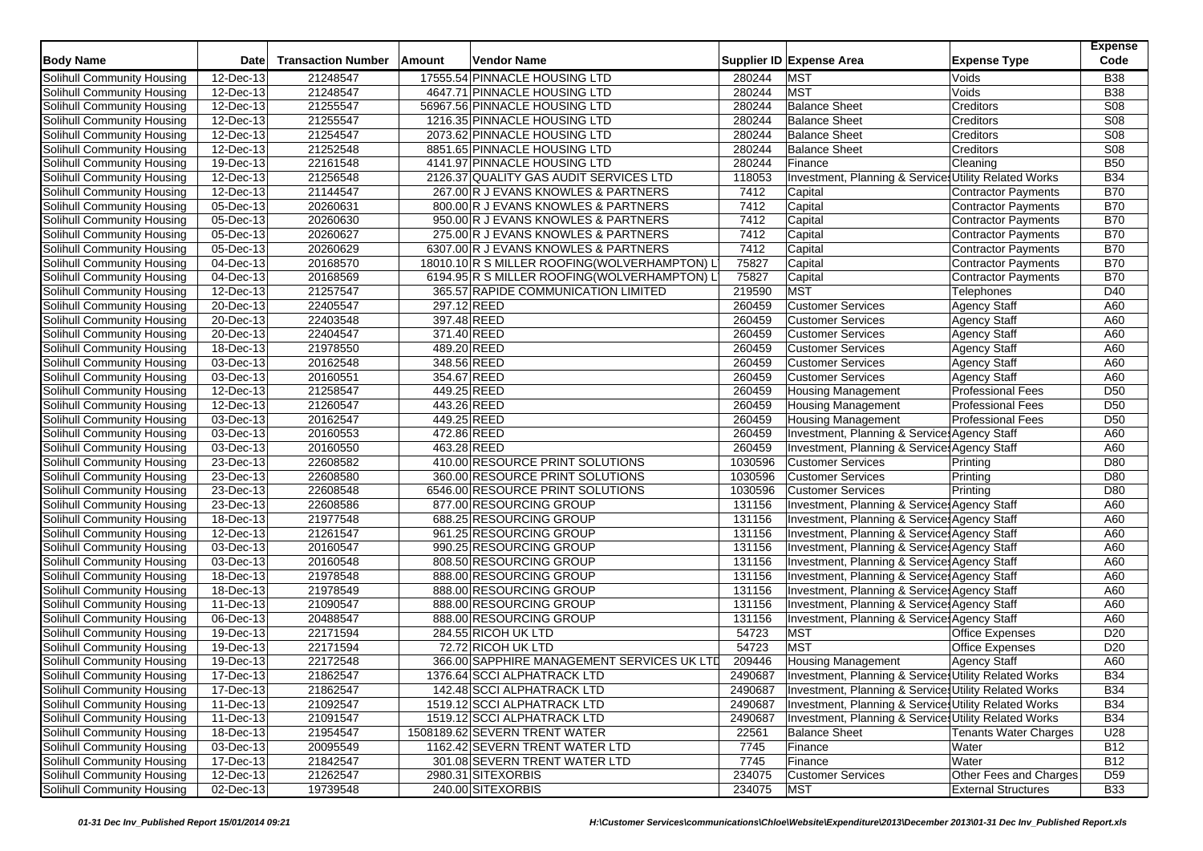| Body Name | Date | Transaction Number | Amount | Vendor Name | Supplier ID | Expense Area | Expense Type | Expense Code |
|---|---|---|---|---|---|---|---|---|
| Solihull Community Housing | 12-Dec-13 | 21248547 | 17555.54 | PINNACLE HOUSING LTD | 280244 | MST | Voids | B38 |
| Solihull Community Housing | 12-Dec-13 | 21248547 | 4647.71 | PINNACLE HOUSING LTD | 280244 | MST | Voids | B38 |
| Solihull Community Housing | 12-Dec-13 | 21255547 | 56967.56 | PINNACLE HOUSING LTD | 280244 | Balance Sheet | Creditors | S08 |
| Solihull Community Housing | 12-Dec-13 | 21255547 | 1216.35 | PINNACLE HOUSING LTD | 280244 | Balance Sheet | Creditors | S08 |
| Solihull Community Housing | 12-Dec-13 | 21254547 | 2073.62 | PINNACLE HOUSING LTD | 280244 | Balance Sheet | Creditors | S08 |
| Solihull Community Housing | 12-Dec-13 | 21252548 | 8851.65 | PINNACLE HOUSING LTD | 280244 | Balance Sheet | Creditors | S08 |
| Solihull Community Housing | 19-Dec-13 | 22161548 | 4141.97 | PINNACLE HOUSING LTD | 280244 | Finance | Cleaning | B50 |
| Solihull Community Housing | 12-Dec-13 | 21256548 | 2126.37 | QUALITY GAS AUDIT SERVICES LTD | 118053 | Investment, Planning & Services | Utility Related Works | B34 |
| Solihull Community Housing | 12-Dec-13 | 21144547 | 267.00 | R J EVANS KNOWLES & PARTNERS | 7412 | Capital | Contractor Payments | B70 |
| Solihull Community Housing | 05-Dec-13 | 20260631 | 800.00 | R J EVANS KNOWLES & PARTNERS | 7412 | Capital | Contractor Payments | B70 |
| Solihull Community Housing | 05-Dec-13 | 20260630 | 950.00 | R J EVANS KNOWLES & PARTNERS | 7412 | Capital | Contractor Payments | B70 |
| Solihull Community Housing | 05-Dec-13 | 20260627 | 275.00 | R J EVANS KNOWLES & PARTNERS | 7412 | Capital | Contractor Payments | B70 |
| Solihull Community Housing | 05-Dec-13 | 20260629 | 6307.00 | R J EVANS KNOWLES & PARTNERS | 7412 | Capital | Contractor Payments | B70 |
| Solihull Community Housing | 04-Dec-13 | 20168570 | 18010.10 | R S MILLER ROOFING(WOLVERHAMPTON) L | 75827 | Capital | Contractor Payments | B70 |
| Solihull Community Housing | 04-Dec-13 | 20168569 | 6194.95 | R S MILLER ROOFING(WOLVERHAMPTON) L | 75827 | Capital | Contractor Payments | B70 |
| Solihull Community Housing | 12-Dec-13 | 21257547 | 365.57 | RAPIDE COMMUNICATION LIMITED | 219590 | MST | Telephones | D40 |
| Solihull Community Housing | 20-Dec-13 | 22405547 | 297.12 | REED | 260459 | Customer Services | Agency Staff | A60 |
| Solihull Community Housing | 20-Dec-13 | 22403548 | 397.48 | REED | 260459 | Customer Services | Agency Staff | A60 |
| Solihull Community Housing | 20-Dec-13 | 22404547 | 371.40 | REED | 260459 | Customer Services | Agency Staff | A60 |
| Solihull Community Housing | 18-Dec-13 | 21978550 | 489.20 | REED | 260459 | Customer Services | Agency Staff | A60 |
| Solihull Community Housing | 03-Dec-13 | 20162548 | 348.56 | REED | 260459 | Customer Services | Agency Staff | A60 |
| Solihull Community Housing | 03-Dec-13 | 20160551 | 354.67 | REED | 260459 | Customer Services | Agency Staff | A60 |
| Solihull Community Housing | 12-Dec-13 | 21258547 | 449.25 | REED | 260459 | Housing Management | Professional Fees | D50 |
| Solihull Community Housing | 12-Dec-13 | 21260547 | 443.26 | REED | 260459 | Housing Management | Professional Fees | D50 |
| Solihull Community Housing | 03-Dec-13 | 20162547 | 449.25 | REED | 260459 | Housing Management | Professional Fees | D50 |
| Solihull Community Housing | 03-Dec-13 | 20160553 | 472.86 | REED | 260459 | Investment, Planning & Services | Agency Staff | A60 |
| Solihull Community Housing | 03-Dec-13 | 20160550 | 463.28 | REED | 260459 | Investment, Planning & Services | Agency Staff | A60 |
| Solihull Community Housing | 23-Dec-13 | 22608582 | 410.00 | RESOURCE PRINT SOLUTIONS | 1030596 | Customer Services | Printing | D80 |
| Solihull Community Housing | 23-Dec-13 | 22608580 | 360.00 | RESOURCE PRINT SOLUTIONS | 1030596 | Customer Services | Printing | D80 |
| Solihull Community Housing | 23-Dec-13 | 22608548 | 6546.00 | RESOURCE PRINT SOLUTIONS | 1030596 | Customer Services | Printing | D80 |
| Solihull Community Housing | 23-Dec-13 | 22608586 | 877.00 | RESOURCING GROUP | 131156 | Investment, Planning & Services | Agency Staff | A60 |
| Solihull Community Housing | 18-Dec-13 | 21977548 | 688.25 | RESOURCING GROUP | 131156 | Investment, Planning & Services | Agency Staff | A60 |
| Solihull Community Housing | 12-Dec-13 | 21261547 | 961.25 | RESOURCING GROUP | 131156 | Investment, Planning & Services | Agency Staff | A60 |
| Solihull Community Housing | 03-Dec-13 | 20160547 | 990.25 | RESOURCING GROUP | 131156 | Investment, Planning & Services | Agency Staff | A60 |
| Solihull Community Housing | 03-Dec-13 | 20160548 | 808.50 | RESOURCING GROUP | 131156 | Investment, Planning & Services | Agency Staff | A60 |
| Solihull Community Housing | 18-Dec-13 | 21978548 | 888.00 | RESOURCING GROUP | 131156 | Investment, Planning & Services | Agency Staff | A60 |
| Solihull Community Housing | 18-Dec-13 | 21978549 | 888.00 | RESOURCING GROUP | 131156 | Investment, Planning & Services | Agency Staff | A60 |
| Solihull Community Housing | 11-Dec-13 | 21090547 | 888.00 | RESOURCING GROUP | 131156 | Investment, Planning & Services | Agency Staff | A60 |
| Solihull Community Housing | 06-Dec-13 | 20488547 | 888.00 | RESOURCING GROUP | 131156 | Investment, Planning & Services | Agency Staff | A60 |
| Solihull Community Housing | 19-Dec-13 | 22171594 | 284.55 | RICOH UK LTD | 54723 | MST | Office Expenses | D20 |
| Solihull Community Housing | 19-Dec-13 | 22171594 | 72.72 | RICOH UK LTD | 54723 | MST | Office Expenses | D20 |
| Solihull Community Housing | 19-Dec-13 | 22172548 | 366.00 | SAPPHIRE MANAGEMENT SERVICES UK LTD | 209446 | Housing Management | Agency Staff | A60 |
| Solihull Community Housing | 17-Dec-13 | 21862547 | 1376.64 | SCCI ALPHATRACK LTD | 2490687 | Investment, Planning & Services | Utility Related Works | B34 |
| Solihull Community Housing | 17-Dec-13 | 21862547 | 142.48 | SCCI ALPHATRACK LTD | 2490687 | Investment, Planning & Services | Utility Related Works | B34 |
| Solihull Community Housing | 11-Dec-13 | 21092547 | 1519.12 | SCCI ALPHATRACK LTD | 2490687 | Investment, Planning & Services | Utility Related Works | B34 |
| Solihull Community Housing | 11-Dec-13 | 21091547 | 1519.12 | SCCI ALPHATRACK LTD | 2490687 | Investment, Planning & Services | Utility Related Works | B34 |
| Solihull Community Housing | 18-Dec-13 | 21954547 | 1508189.62 | SEVERN TRENT WATER | 22561 | Balance Sheet | Tenants Water Charges | U28 |
| Solihull Community Housing | 03-Dec-13 | 20095549 | 1162.42 | SEVERN TRENT WATER LTD | 7745 | Finance | Water | B12 |
| Solihull Community Housing | 17-Dec-13 | 21842547 | 301.08 | SEVERN TRENT WATER LTD | 7745 | Finance | Water | B12 |
| Solihull Community Housing | 12-Dec-13 | 21262547 | 2980.31 | SITEXORBIS | 234075 | Customer Services | Other Fees and Charges | D59 |
| Solihull Community Housing | 02-Dec-13 | 19739548 | 240.00 | SITEXORBIS | 234075 | MST | External Structures | B33 |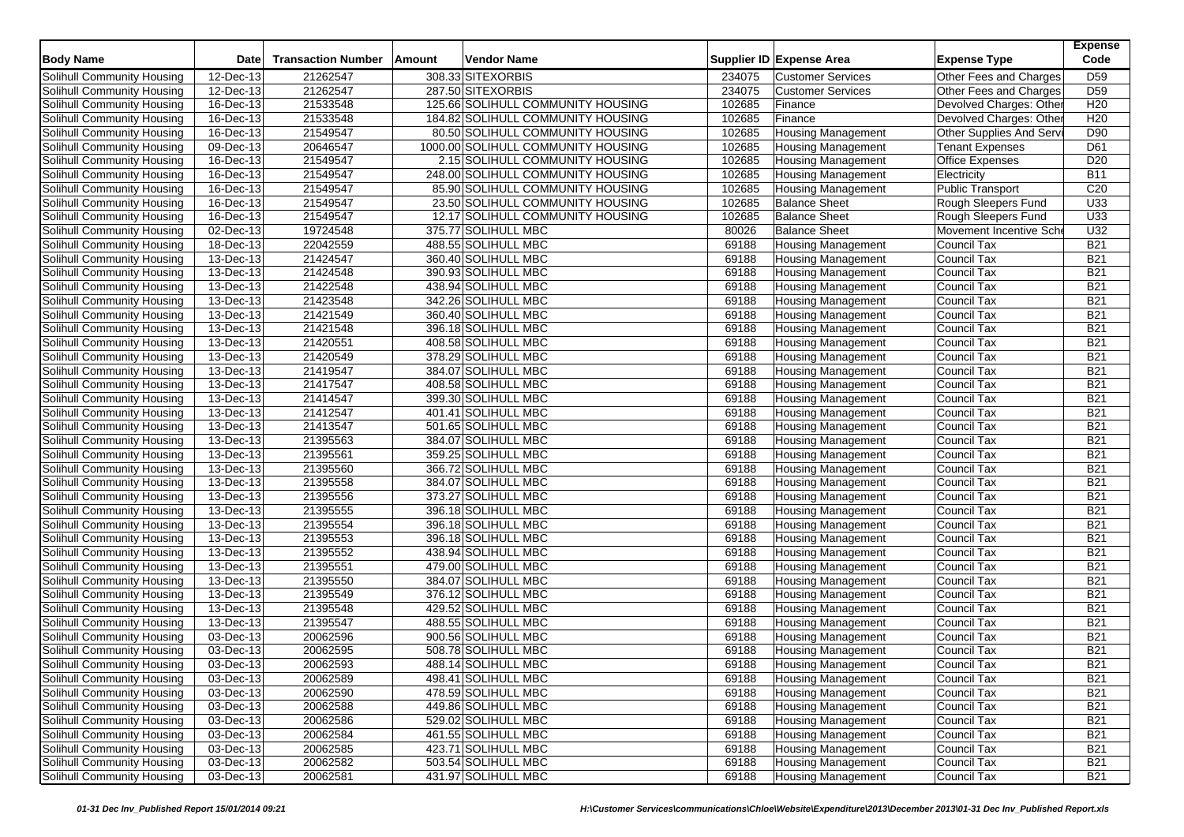| Body Name | Date | Transaction Number | Amount | Vendor Name | Supplier ID | Expense Area | Expense Type | Expense Code |
|---|---|---|---|---|---|---|---|---|
| Solihull Community Housing | 12-Dec-13 | 21262547 | 308.33 | SITEXORBIS | 234075 | Customer Services | Other Fees and Charges | D59 |
| Solihull Community Housing | 12-Dec-13 | 21262547 | 287.50 | SITEXORBIS | 234075 | Customer Services | Other Fees and Charges | D59 |
| Solihull Community Housing | 16-Dec-13 | 21533548 | 125.66 | SOLIHULL COMMUNITY HOUSING | 102685 | Finance | Devolved Charges: Other | H20 |
| Solihull Community Housing | 16-Dec-13 | 21533548 | 184.82 | SOLIHULL COMMUNITY HOUSING | 102685 | Finance | Devolved Charges: Other | H20 |
| Solihull Community Housing | 16-Dec-13 | 21549547 | 80.50 | SOLIHULL COMMUNITY HOUSING | 102685 | Housing Management | Other Supplies And Servi | D90 |
| Solihull Community Housing | 09-Dec-13 | 20646547 | 1000.00 | SOLIHULL COMMUNITY HOUSING | 102685 | Housing Management | Tenant Expenses | D61 |
| Solihull Community Housing | 16-Dec-13 | 21549547 | 2.15 | SOLIHULL COMMUNITY HOUSING | 102685 | Housing Management | Office Expenses | D20 |
| Solihull Community Housing | 16-Dec-13 | 21549547 | 248.00 | SOLIHULL COMMUNITY HOUSING | 102685 | Housing Management | Electricity | B11 |
| Solihull Community Housing | 16-Dec-13 | 21549547 | 85.90 | SOLIHULL COMMUNITY HOUSING | 102685 | Housing Management | Public Transport | C20 |
| Solihull Community Housing | 16-Dec-13 | 21549547 | 23.50 | SOLIHULL COMMUNITY HOUSING | 102685 | Balance Sheet | Rough Sleepers Fund | U33 |
| Solihull Community Housing | 16-Dec-13 | 21549547 | 12.17 | SOLIHULL COMMUNITY HOUSING | 102685 | Balance Sheet | Rough Sleepers Fund | U33 |
| Solihull Community Housing | 02-Dec-13 | 19724548 | 375.77 | SOLIHULL MBC | 80026 | Balance Sheet | Movement Incentive Sche | U32 |
| Solihull Community Housing | 18-Dec-13 | 22042559 | 488.55 | SOLIHULL MBC | 69188 | Housing Management | Council Tax | B21 |
| Solihull Community Housing | 13-Dec-13 | 21424547 | 360.40 | SOLIHULL MBC | 69188 | Housing Management | Council Tax | B21 |
| Solihull Community Housing | 13-Dec-13 | 21424548 | 390.93 | SOLIHULL MBC | 69188 | Housing Management | Council Tax | B21 |
| Solihull Community Housing | 13-Dec-13 | 21422548 | 438.94 | SOLIHULL MBC | 69188 | Housing Management | Council Tax | B21 |
| Solihull Community Housing | 13-Dec-13 | 21423548 | 342.26 | SOLIHULL MBC | 69188 | Housing Management | Council Tax | B21 |
| Solihull Community Housing | 13-Dec-13 | 21421549 | 360.40 | SOLIHULL MBC | 69188 | Housing Management | Council Tax | B21 |
| Solihull Community Housing | 13-Dec-13 | 21421548 | 396.18 | SOLIHULL MBC | 69188 | Housing Management | Council Tax | B21 |
| Solihull Community Housing | 13-Dec-13 | 21420551 | 408.58 | SOLIHULL MBC | 69188 | Housing Management | Council Tax | B21 |
| Solihull Community Housing | 13-Dec-13 | 21420549 | 378.29 | SOLIHULL MBC | 69188 | Housing Management | Council Tax | B21 |
| Solihull Community Housing | 13-Dec-13 | 21419547 | 384.07 | SOLIHULL MBC | 69188 | Housing Management | Council Tax | B21 |
| Solihull Community Housing | 13-Dec-13 | 21417547 | 408.58 | SOLIHULL MBC | 69188 | Housing Management | Council Tax | B21 |
| Solihull Community Housing | 13-Dec-13 | 21414547 | 399.30 | SOLIHULL MBC | 69188 | Housing Management | Council Tax | B21 |
| Solihull Community Housing | 13-Dec-13 | 21412547 | 401.41 | SOLIHULL MBC | 69188 | Housing Management | Council Tax | B21 |
| Solihull Community Housing | 13-Dec-13 | 21413547 | 501.65 | SOLIHULL MBC | 69188 | Housing Management | Council Tax | B21 |
| Solihull Community Housing | 13-Dec-13 | 21395563 | 384.07 | SOLIHULL MBC | 69188 | Housing Management | Council Tax | B21 |
| Solihull Community Housing | 13-Dec-13 | 21395561 | 359.25 | SOLIHULL MBC | 69188 | Housing Management | Council Tax | B21 |
| Solihull Community Housing | 13-Dec-13 | 21395560 | 366.72 | SOLIHULL MBC | 69188 | Housing Management | Council Tax | B21 |
| Solihull Community Housing | 13-Dec-13 | 21395558 | 384.07 | SOLIHULL MBC | 69188 | Housing Management | Council Tax | B21 |
| Solihull Community Housing | 13-Dec-13 | 21395556 | 373.27 | SOLIHULL MBC | 69188 | Housing Management | Council Tax | B21 |
| Solihull Community Housing | 13-Dec-13 | 21395555 | 396.18 | SOLIHULL MBC | 69188 | Housing Management | Council Tax | B21 |
| Solihull Community Housing | 13-Dec-13 | 21395554 | 396.18 | SOLIHULL MBC | 69188 | Housing Management | Council Tax | B21 |
| Solihull Community Housing | 13-Dec-13 | 21395553 | 396.18 | SOLIHULL MBC | 69188 | Housing Management | Council Tax | B21 |
| Solihull Community Housing | 13-Dec-13 | 21395552 | 438.94 | SOLIHULL MBC | 69188 | Housing Management | Council Tax | B21 |
| Solihull Community Housing | 13-Dec-13 | 21395551 | 479.00 | SOLIHULL MBC | 69188 | Housing Management | Council Tax | B21 |
| Solihull Community Housing | 13-Dec-13 | 21395550 | 384.07 | SOLIHULL MBC | 69188 | Housing Management | Council Tax | B21 |
| Solihull Community Housing | 13-Dec-13 | 21395549 | 376.12 | SOLIHULL MBC | 69188 | Housing Management | Council Tax | B21 |
| Solihull Community Housing | 13-Dec-13 | 21395548 | 429.52 | SOLIHULL MBC | 69188 | Housing Management | Council Tax | B21 |
| Solihull Community Housing | 13-Dec-13 | 21395547 | 488.55 | SOLIHULL MBC | 69188 | Housing Management | Council Tax | B21 |
| Solihull Community Housing | 03-Dec-13 | 20062596 | 900.56 | SOLIHULL MBC | 69188 | Housing Management | Council Tax | B21 |
| Solihull Community Housing | 03-Dec-13 | 20062595 | 508.78 | SOLIHULL MBC | 69188 | Housing Management | Council Tax | B21 |
| Solihull Community Housing | 03-Dec-13 | 20062593 | 488.14 | SOLIHULL MBC | 69188 | Housing Management | Council Tax | B21 |
| Solihull Community Housing | 03-Dec-13 | 20062589 | 498.41 | SOLIHULL MBC | 69188 | Housing Management | Council Tax | B21 |
| Solihull Community Housing | 03-Dec-13 | 20062590 | 478.59 | SOLIHULL MBC | 69188 | Housing Management | Council Tax | B21 |
| Solihull Community Housing | 03-Dec-13 | 20062588 | 449.86 | SOLIHULL MBC | 69188 | Housing Management | Council Tax | B21 |
| Solihull Community Housing | 03-Dec-13 | 20062586 | 529.02 | SOLIHULL MBC | 69188 | Housing Management | Council Tax | B21 |
| Solihull Community Housing | 03-Dec-13 | 20062584 | 461.55 | SOLIHULL MBC | 69188 | Housing Management | Council Tax | B21 |
| Solihull Community Housing | 03-Dec-13 | 20062585 | 423.71 | SOLIHULL MBC | 69188 | Housing Management | Council Tax | B21 |
| Solihull Community Housing | 03-Dec-13 | 20062582 | 503.54 | SOLIHULL MBC | 69188 | Housing Management | Council Tax | B21 |
| Solihull Community Housing | 03-Dec-13 | 20062581 | 431.97 | SOLIHULL MBC | 69188 | Housing Management | Council Tax | B21 |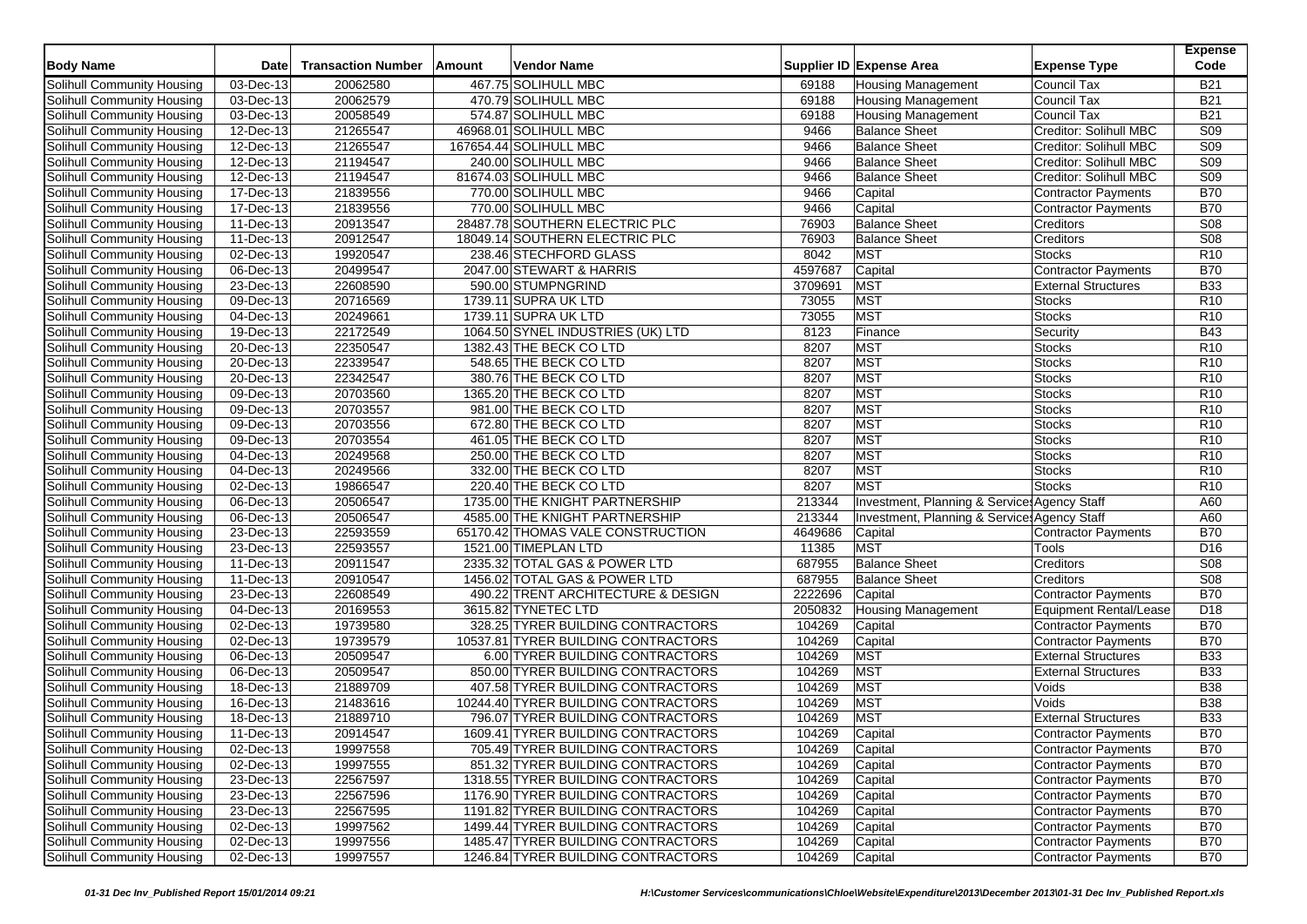| Body Name | Date | Transaction Number | Amount | Vendor Name | Supplier ID | Expense Area | Expense Type | Expense Code |
|---|---|---|---|---|---|---|---|---|
| Solihull Community Housing | 03-Dec-13 | 20062580 | 467.75 | SOLIHULL MBC | 69188 | Housing Management | Council Tax | B21 |
| Solihull Community Housing | 03-Dec-13 | 20062579 | 470.79 | SOLIHULL MBC | 69188 | Housing Management | Council Tax | B21 |
| Solihull Community Housing | 03-Dec-13 | 20058549 | 574.87 | SOLIHULL MBC | 69188 | Housing Management | Council Tax | B21 |
| Solihull Community Housing | 12-Dec-13 | 21265547 | 46968.01 | SOLIHULL MBC | 9466 | Balance Sheet | Creditor: Solihull MBC | S09 |
| Solihull Community Housing | 12-Dec-13 | 21265547 | 167654.44 | SOLIHULL MBC | 9466 | Balance Sheet | Creditor: Solihull MBC | S09 |
| Solihull Community Housing | 12-Dec-13 | 21194547 | 240.00 | SOLIHULL MBC | 9466 | Balance Sheet | Creditor: Solihull MBC | S09 |
| Solihull Community Housing | 12-Dec-13 | 21194547 | 81674.03 | SOLIHULL MBC | 9466 | Balance Sheet | Creditor: Solihull MBC | S09 |
| Solihull Community Housing | 17-Dec-13 | 21839556 | 770.00 | SOLIHULL MBC | 9466 | Capital | Contractor Payments | B70 |
| Solihull Community Housing | 17-Dec-13 | 21839556 | 770.00 | SOLIHULL MBC | 9466 | Capital | Contractor Payments | B70 |
| Solihull Community Housing | 11-Dec-13 | 20913547 | 28487.78 | SOUTHERN ELECTRIC PLC | 76903 | Balance Sheet | Creditors | S08 |
| Solihull Community Housing | 11-Dec-13 | 20912547 | 18049.14 | SOUTHERN ELECTRIC PLC | 76903 | Balance Sheet | Creditors | S08 |
| Solihull Community Housing | 02-Dec-13 | 19920547 | 238.46 | STECHFORD GLASS | 8042 | MST | Stocks | R10 |
| Solihull Community Housing | 06-Dec-13 | 20499547 | 2047.00 | STEWART & HARRIS | 4597687 | Capital | Contractor Payments | B70 |
| Solihull Community Housing | 23-Dec-13 | 22608590 | 590.00 | STUMPNGRIND | 3709691 | MST | External Structures | B33 |
| Solihull Community Housing | 09-Dec-13 | 20716569 | 1739.11 | SUPRA UK LTD | 73055 | MST | Stocks | R10 |
| Solihull Community Housing | 04-Dec-13 | 20249661 | 1739.11 | SUPRA UK LTD | 73055 | MST | Stocks | R10 |
| Solihull Community Housing | 19-Dec-13 | 22172549 | 1064.50 | SYNEL INDUSTRIES (UK) LTD | 8123 | Finance | Security | B43 |
| Solihull Community Housing | 20-Dec-13 | 22350547 | 1382.43 | THE BECK CO LTD | 8207 | MST | Stocks | R10 |
| Solihull Community Housing | 20-Dec-13 | 22339547 | 548.65 | THE BECK CO LTD | 8207 | MST | Stocks | R10 |
| Solihull Community Housing | 20-Dec-13 | 22342547 | 380.76 | THE BECK CO LTD | 8207 | MST | Stocks | R10 |
| Solihull Community Housing | 09-Dec-13 | 20703560 | 1365.20 | THE BECK CO LTD | 8207 | MST | Stocks | R10 |
| Solihull Community Housing | 09-Dec-13 | 20703557 | 981.00 | THE BECK CO LTD | 8207 | MST | Stocks | R10 |
| Solihull Community Housing | 09-Dec-13 | 20703556 | 672.80 | THE BECK CO LTD | 8207 | MST | Stocks | R10 |
| Solihull Community Housing | 09-Dec-13 | 20703554 | 461.05 | THE BECK CO LTD | 8207 | MST | Stocks | R10 |
| Solihull Community Housing | 04-Dec-13 | 20249568 | 250.00 | THE BECK CO LTD | 8207 | MST | Stocks | R10 |
| Solihull Community Housing | 04-Dec-13 | 20249566 | 332.00 | THE BECK CO LTD | 8207 | MST | Stocks | R10 |
| Solihull Community Housing | 02-Dec-13 | 19866547 | 220.40 | THE BECK CO LTD | 8207 | MST | Stocks | R10 |
| Solihull Community Housing | 06-Dec-13 | 20506547 | 1735.00 | THE KNIGHT PARTNERSHIP | 213344 | Investment, Planning & Services | Agency Staff | A60 |
| Solihull Community Housing | 06-Dec-13 | 20506547 | 4585.00 | THE KNIGHT PARTNERSHIP | 213344 | Investment, Planning & Services | Agency Staff | A60 |
| Solihull Community Housing | 23-Dec-13 | 22593559 | 65170.42 | THOMAS VALE CONSTRUCTION | 4649686 | Capital | Contractor Payments | B70 |
| Solihull Community Housing | 23-Dec-13 | 22593557 | 1521.00 | TIMEPLAN LTD | 11385 | MST | Tools | D16 |
| Solihull Community Housing | 11-Dec-13 | 20911547 | 2335.32 | TOTAL GAS & POWER LTD | 687955 | Balance Sheet | Creditors | S08 |
| Solihull Community Housing | 11-Dec-13 | 20910547 | 1456.02 | TOTAL GAS & POWER LTD | 687955 | Balance Sheet | Creditors | S08 |
| Solihull Community Housing | 23-Dec-13 | 22608549 | 490.22 | TRENT ARCHITECTURE & DESIGN | 2222696 | Capital | Contractor Payments | B70 |
| Solihull Community Housing | 04-Dec-13 | 20169553 | 3615.82 | TYNETEC LTD | 2050832 | Housing Management | Equipment Rental/Lease | D18 |
| Solihull Community Housing | 02-Dec-13 | 19739580 | 328.25 | TYRER BUILDING CONTRACTORS | 104269 | Capital | Contractor Payments | B70 |
| Solihull Community Housing | 02-Dec-13 | 19739579 | 10537.81 | TYRER BUILDING CONTRACTORS | 104269 | Capital | Contractor Payments | B70 |
| Solihull Community Housing | 06-Dec-13 | 20509547 | 6.00 | TYRER BUILDING CONTRACTORS | 104269 | MST | External Structures | B33 |
| Solihull Community Housing | 06-Dec-13 | 20509547 | 850.00 | TYRER BUILDING CONTRACTORS | 104269 | MST | External Structures | B33 |
| Solihull Community Housing | 18-Dec-13 | 21889709 | 407.58 | TYRER BUILDING CONTRACTORS | 104269 | MST | Voids | B38 |
| Solihull Community Housing | 16-Dec-13 | 21483616 | 10244.40 | TYRER BUILDING CONTRACTORS | 104269 | MST | Voids | B38 |
| Solihull Community Housing | 18-Dec-13 | 21889710 | 796.07 | TYRER BUILDING CONTRACTORS | 104269 | MST | External Structures | B33 |
| Solihull Community Housing | 11-Dec-13 | 20914547 | 1609.41 | TYRER BUILDING CONTRACTORS | 104269 | Capital | Contractor Payments | B70 |
| Solihull Community Housing | 02-Dec-13 | 19997558 | 705.49 | TYRER BUILDING CONTRACTORS | 104269 | Capital | Contractor Payments | B70 |
| Solihull Community Housing | 02-Dec-13 | 19997555 | 851.32 | TYRER BUILDING CONTRACTORS | 104269 | Capital | Contractor Payments | B70 |
| Solihull Community Housing | 23-Dec-13 | 22567597 | 1318.55 | TYRER BUILDING CONTRACTORS | 104269 | Capital | Contractor Payments | B70 |
| Solihull Community Housing | 23-Dec-13 | 22567596 | 1176.90 | TYRER BUILDING CONTRACTORS | 104269 | Capital | Contractor Payments | B70 |
| Solihull Community Housing | 23-Dec-13 | 22567595 | 1191.82 | TYRER BUILDING CONTRACTORS | 104269 | Capital | Contractor Payments | B70 |
| Solihull Community Housing | 02-Dec-13 | 19997562 | 1499.44 | TYRER BUILDING CONTRACTORS | 104269 | Capital | Contractor Payments | B70 |
| Solihull Community Housing | 02-Dec-13 | 19997556 | 1485.47 | TYRER BUILDING CONTRACTORS | 104269 | Capital | Contractor Payments | B70 |
| Solihull Community Housing | 02-Dec-13 | 19997557 | 1246.84 | TYRER BUILDING CONTRACTORS | 104269 | Capital | Contractor Payments | B70 |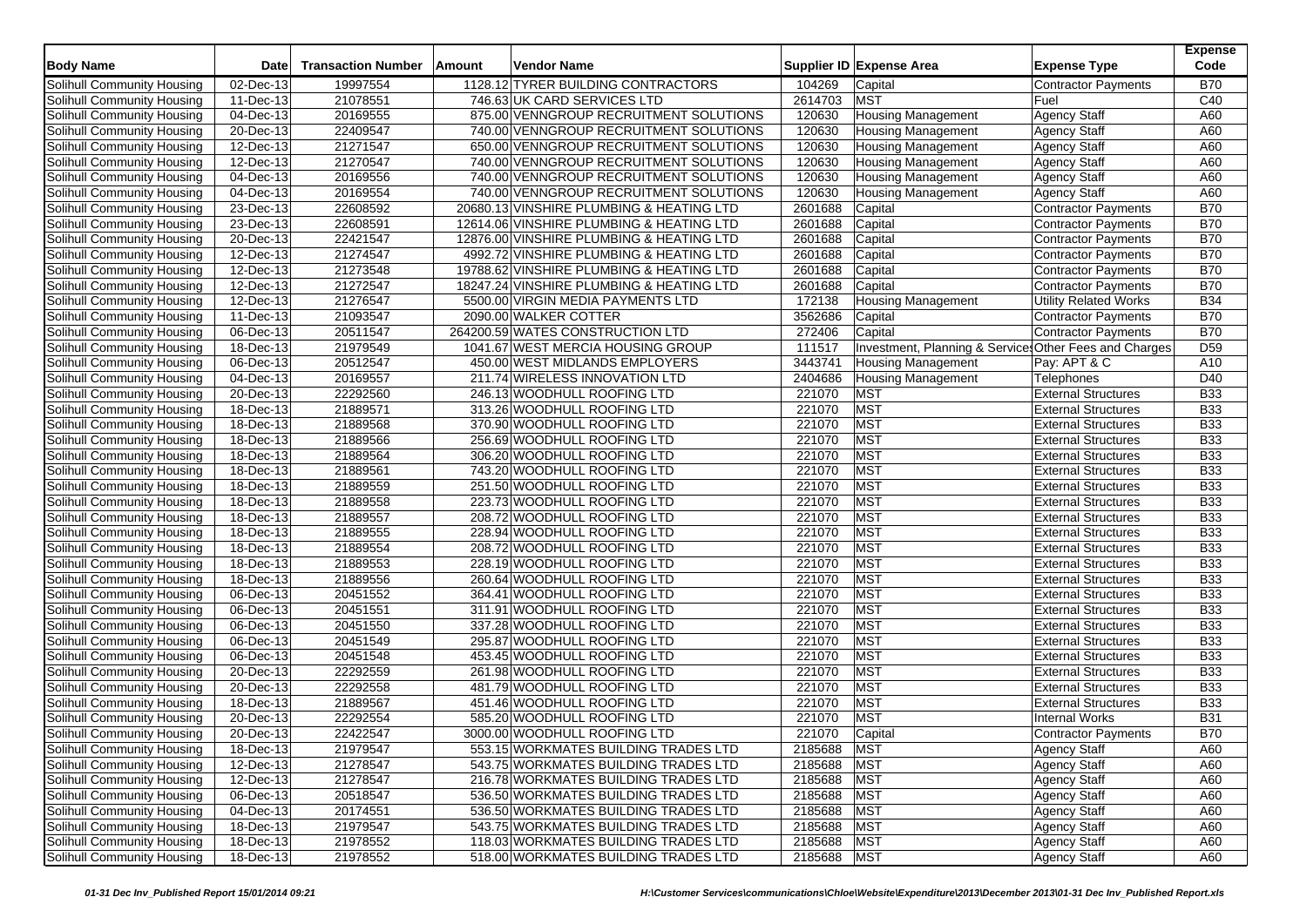| Body Name | Date | Transaction Number | Amount | Vendor Name | Supplier ID | Expense Area | Expense Type | Expense Code |
|---|---|---|---|---|---|---|---|---|
| Solihull Community Housing | 02-Dec-13 | 19997554 | 1128.12 | TYRER BUILDING CONTRACTORS | 104269 | Capital | Contractor Payments | B70 |
| Solihull Community Housing | 11-Dec-13 | 21078551 | 746.63 | UK CARD SERVICES LTD | 2614703 | MST | Fuel | C40 |
| Solihull Community Housing | 04-Dec-13 | 20169555 | 875.00 | VENNGROUP RECRUITMENT SOLUTIONS | 120630 | Housing Management | Agency Staff | A60 |
| Solihull Community Housing | 20-Dec-13 | 22409547 | 740.00 | VENNGROUP RECRUITMENT SOLUTIONS | 120630 | Housing Management | Agency Staff | A60 |
| Solihull Community Housing | 12-Dec-13 | 21271547 | 650.00 | VENNGROUP RECRUITMENT SOLUTIONS | 120630 | Housing Management | Agency Staff | A60 |
| Solihull Community Housing | 12-Dec-13 | 21270547 | 740.00 | VENNGROUP RECRUITMENT SOLUTIONS | 120630 | Housing Management | Agency Staff | A60 |
| Solihull Community Housing | 04-Dec-13 | 20169556 | 740.00 | VENNGROUP RECRUITMENT SOLUTIONS | 120630 | Housing Management | Agency Staff | A60 |
| Solihull Community Housing | 04-Dec-13 | 20169554 | 740.00 | VENNGROUP RECRUITMENT SOLUTIONS | 120630 | Housing Management | Agency Staff | A60 |
| Solihull Community Housing | 23-Dec-13 | 22608592 | 20680.13 | VINSHIRE PLUMBING & HEATING LTD | 2601688 | Capital | Contractor Payments | B70 |
| Solihull Community Housing | 23-Dec-13 | 22608591 | 12614.06 | VINSHIRE PLUMBING & HEATING LTD | 2601688 | Capital | Contractor Payments | B70 |
| Solihull Community Housing | 20-Dec-13 | 22421547 | 12876.00 | VINSHIRE PLUMBING & HEATING LTD | 2601688 | Capital | Contractor Payments | B70 |
| Solihull Community Housing | 12-Dec-13 | 21274547 | 4992.72 | VINSHIRE PLUMBING & HEATING LTD | 2601688 | Capital | Contractor Payments | B70 |
| Solihull Community Housing | 12-Dec-13 | 21273548 | 19788.62 | VINSHIRE PLUMBING & HEATING LTD | 2601688 | Capital | Contractor Payments | B70 |
| Solihull Community Housing | 12-Dec-13 | 21272547 | 18247.24 | VINSHIRE PLUMBING & HEATING LTD | 2601688 | Capital | Contractor Payments | B70 |
| Solihull Community Housing | 12-Dec-13 | 21276547 | 5500.00 | VIRGIN MEDIA PAYMENTS LTD | 172138 | Housing Management | Utility Related Works | B34 |
| Solihull Community Housing | 11-Dec-13 | 21093547 | 2090.00 | WALKER COTTER | 3562686 | Capital | Contractor Payments | B70 |
| Solihull Community Housing | 06-Dec-13 | 20511547 | 264200.59 | WATES CONSTRUCTION LTD | 272406 | Capital | Contractor Payments | B70 |
| Solihull Community Housing | 18-Dec-13 | 21979549 | 1041.67 | WEST MERCIA HOUSING GROUP | 111517 | Investment, Planning & Services | Other Fees and Charges | D59 |
| Solihull Community Housing | 06-Dec-13 | 20512547 | 450.00 | WEST MIDLANDS EMPLOYERS | 3443741 | Housing Management | Pay: APT & C | A10 |
| Solihull Community Housing | 04-Dec-13 | 20169557 | 211.74 | WIRELESS INNOVATION LTD | 2404686 | Housing Management | Telephones | D40 |
| Solihull Community Housing | 20-Dec-13 | 22292560 | 246.13 | WOODHULL ROOFING LTD | 221070 | MST | External Structures | B33 |
| Solihull Community Housing | 18-Dec-13 | 21889571 | 313.26 | WOODHULL ROOFING LTD | 221070 | MST | External Structures | B33 |
| Solihull Community Housing | 18-Dec-13 | 21889568 | 370.90 | WOODHULL ROOFING LTD | 221070 | MST | External Structures | B33 |
| Solihull Community Housing | 18-Dec-13 | 21889566 | 256.69 | WOODHULL ROOFING LTD | 221070 | MST | External Structures | B33 |
| Solihull Community Housing | 18-Dec-13 | 21889564 | 306.20 | WOODHULL ROOFING LTD | 221070 | MST | External Structures | B33 |
| Solihull Community Housing | 18-Dec-13 | 21889561 | 743.20 | WOODHULL ROOFING LTD | 221070 | MST | External Structures | B33 |
| Solihull Community Housing | 18-Dec-13 | 21889559 | 251.50 | WOODHULL ROOFING LTD | 221070 | MST | External Structures | B33 |
| Solihull Community Housing | 18-Dec-13 | 21889558 | 223.73 | WOODHULL ROOFING LTD | 221070 | MST | External Structures | B33 |
| Solihull Community Housing | 18-Dec-13 | 21889557 | 208.72 | WOODHULL ROOFING LTD | 221070 | MST | External Structures | B33 |
| Solihull Community Housing | 18-Dec-13 | 21889555 | 228.94 | WOODHULL ROOFING LTD | 221070 | MST | External Structures | B33 |
| Solihull Community Housing | 18-Dec-13 | 21889554 | 208.72 | WOODHULL ROOFING LTD | 221070 | MST | External Structures | B33 |
| Solihull Community Housing | 18-Dec-13 | 21889553 | 228.19 | WOODHULL ROOFING LTD | 221070 | MST | External Structures | B33 |
| Solihull Community Housing | 18-Dec-13 | 21889556 | 260.64 | WOODHULL ROOFING LTD | 221070 | MST | External Structures | B33 |
| Solihull Community Housing | 06-Dec-13 | 20451552 | 364.41 | WOODHULL ROOFING LTD | 221070 | MST | External Structures | B33 |
| Solihull Community Housing | 06-Dec-13 | 20451551 | 311.91 | WOODHULL ROOFING LTD | 221070 | MST | External Structures | B33 |
| Solihull Community Housing | 06-Dec-13 | 20451550 | 337.28 | WOODHULL ROOFING LTD | 221070 | MST | External Structures | B33 |
| Solihull Community Housing | 06-Dec-13 | 20451549 | 295.87 | WOODHULL ROOFING LTD | 221070 | MST | External Structures | B33 |
| Solihull Community Housing | 06-Dec-13 | 20451548 | 453.45 | WOODHULL ROOFING LTD | 221070 | MST | External Structures | B33 |
| Solihull Community Housing | 20-Dec-13 | 22292559 | 261.98 | WOODHULL ROOFING LTD | 221070 | MST | External Structures | B33 |
| Solihull Community Housing | 20-Dec-13 | 22292558 | 481.79 | WOODHULL ROOFING LTD | 221070 | MST | External Structures | B33 |
| Solihull Community Housing | 18-Dec-13 | 21889567 | 451.46 | WOODHULL ROOFING LTD | 221070 | MST | External Structures | B33 |
| Solihull Community Housing | 20-Dec-13 | 22292554 | 585.20 | WOODHULL ROOFING LTD | 221070 | MST | Internal Works | B31 |
| Solihull Community Housing | 20-Dec-13 | 22422547 | 3000.00 | WOODHULL ROOFING LTD | 221070 | Capital | Contractor Payments | B70 |
| Solihull Community Housing | 18-Dec-13 | 21979547 | 553.15 | WORKMATES BUILDING TRADES LTD | 2185688 | MST | Agency Staff | A60 |
| Solihull Community Housing | 12-Dec-13 | 21278547 | 543.75 | WORKMATES BUILDING TRADES LTD | 2185688 | MST | Agency Staff | A60 |
| Solihull Community Housing | 12-Dec-13 | 21278547 | 216.78 | WORKMATES BUILDING TRADES LTD | 2185688 | MST | Agency Staff | A60 |
| Solihull Community Housing | 06-Dec-13 | 20518547 | 536.50 | WORKMATES BUILDING TRADES LTD | 2185688 | MST | Agency Staff | A60 |
| Solihull Community Housing | 04-Dec-13 | 20174551 | 536.50 | WORKMATES BUILDING TRADES LTD | 2185688 | MST | Agency Staff | A60 |
| Solihull Community Housing | 18-Dec-13 | 21979547 | 543.75 | WORKMATES BUILDING TRADES LTD | 2185688 | MST | Agency Staff | A60 |
| Solihull Community Housing | 18-Dec-13 | 21978552 | 118.03 | WORKMATES BUILDING TRADES LTD | 2185688 | MST | Agency Staff | A60 |
| Solihull Community Housing | 18-Dec-13 | 21978552 | 518.00 | WORKMATES BUILDING TRADES LTD | 2185688 | MST | Agency Staff | A60 |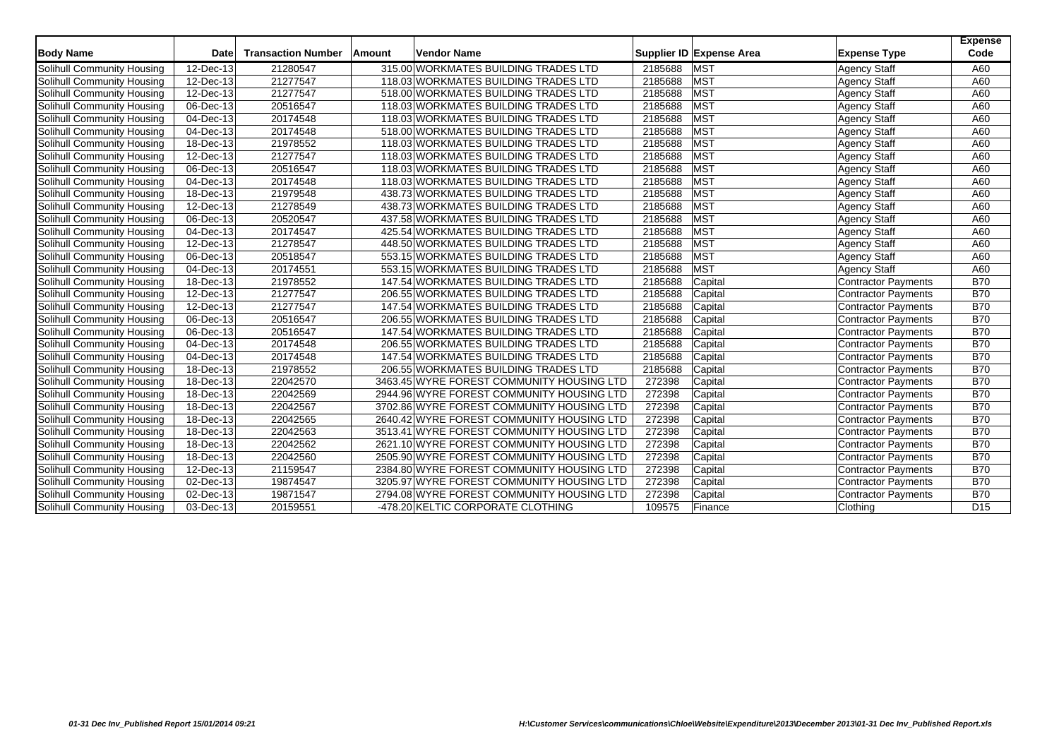| Body Name | Date | Transaction Number | Amount | Vendor Name | Supplier ID | Expense Area | Expense Type | Expense Code |
|---|---|---|---|---|---|---|---|---|
| Solihull Community Housing | 12-Dec-13 | 21280547 | 315.00 | WORKMATES BUILDING TRADES LTD | 2185688 | MST | Agency Staff | A60 |
| Solihull Community Housing | 12-Dec-13 | 21277547 | 118.03 | WORKMATES BUILDING TRADES LTD | 2185688 | MST | Agency Staff | A60 |
| Solihull Community Housing | 12-Dec-13 | 21277547 | 518.00 | WORKMATES BUILDING TRADES LTD | 2185688 | MST | Agency Staff | A60 |
| Solihull Community Housing | 06-Dec-13 | 20516547 | 118.03 | WORKMATES BUILDING TRADES LTD | 2185688 | MST | Agency Staff | A60 |
| Solihull Community Housing | 04-Dec-13 | 20174548 | 118.03 | WORKMATES BUILDING TRADES LTD | 2185688 | MST | Agency Staff | A60 |
| Solihull Community Housing | 04-Dec-13 | 20174548 | 518.00 | WORKMATES BUILDING TRADES LTD | 2185688 | MST | Agency Staff | A60 |
| Solihull Community Housing | 18-Dec-13 | 21978552 | 118.03 | WORKMATES BUILDING TRADES LTD | 2185688 | MST | Agency Staff | A60 |
| Solihull Community Housing | 12-Dec-13 | 21277547 | 118.03 | WORKMATES BUILDING TRADES LTD | 2185688 | MST | Agency Staff | A60 |
| Solihull Community Housing | 06-Dec-13 | 20516547 | 118.03 | WORKMATES BUILDING TRADES LTD | 2185688 | MST | Agency Staff | A60 |
| Solihull Community Housing | 04-Dec-13 | 20174548 | 118.03 | WORKMATES BUILDING TRADES LTD | 2185688 | MST | Agency Staff | A60 |
| Solihull Community Housing | 18-Dec-13 | 21979548 | 438.73 | WORKMATES BUILDING TRADES LTD | 2185688 | MST | Agency Staff | A60 |
| Solihull Community Housing | 12-Dec-13 | 21278549 | 438.73 | WORKMATES BUILDING TRADES LTD | 2185688 | MST | Agency Staff | A60 |
| Solihull Community Housing | 06-Dec-13 | 20520547 | 437.58 | WORKMATES BUILDING TRADES LTD | 2185688 | MST | Agency Staff | A60 |
| Solihull Community Housing | 04-Dec-13 | 20174547 | 425.54 | WORKMATES BUILDING TRADES LTD | 2185688 | MST | Agency Staff | A60 |
| Solihull Community Housing | 12-Dec-13 | 21278547 | 448.50 | WORKMATES BUILDING TRADES LTD | 2185688 | MST | Agency Staff | A60 |
| Solihull Community Housing | 06-Dec-13 | 20518547 | 553.15 | WORKMATES BUILDING TRADES LTD | 2185688 | MST | Agency Staff | A60 |
| Solihull Community Housing | 04-Dec-13 | 20174551 | 553.15 | WORKMATES BUILDING TRADES LTD | 2185688 | MST | Agency Staff | A60 |
| Solihull Community Housing | 18-Dec-13 | 21978552 | 147.54 | WORKMATES BUILDING TRADES LTD | 2185688 | Capital | Contractor Payments | B70 |
| Solihull Community Housing | 12-Dec-13 | 21277547 | 206.55 | WORKMATES BUILDING TRADES LTD | 2185688 | Capital | Contractor Payments | B70 |
| Solihull Community Housing | 12-Dec-13 | 21277547 | 147.54 | WORKMATES BUILDING TRADES LTD | 2185688 | Capital | Contractor Payments | B70 |
| Solihull Community Housing | 06-Dec-13 | 20516547 | 206.55 | WORKMATES BUILDING TRADES LTD | 2185688 | Capital | Contractor Payments | B70 |
| Solihull Community Housing | 06-Dec-13 | 20516547 | 147.54 | WORKMATES BUILDING TRADES LTD | 2185688 | Capital | Contractor Payments | B70 |
| Solihull Community Housing | 04-Dec-13 | 20174548 | 206.55 | WORKMATES BUILDING TRADES LTD | 2185688 | Capital | Contractor Payments | B70 |
| Solihull Community Housing | 04-Dec-13 | 20174548 | 147.54 | WORKMATES BUILDING TRADES LTD | 2185688 | Capital | Contractor Payments | B70 |
| Solihull Community Housing | 18-Dec-13 | 21978552 | 206.55 | WORKMATES BUILDING TRADES LTD | 2185688 | Capital | Contractor Payments | B70 |
| Solihull Community Housing | 18-Dec-13 | 22042570 | 3463.45 | WYRE FOREST COMMUNITY HOUSING LTD | 272398 | Capital | Contractor Payments | B70 |
| Solihull Community Housing | 18-Dec-13 | 22042569 | 2944.96 | WYRE FOREST COMMUNITY HOUSING LTD | 272398 | Capital | Contractor Payments | B70 |
| Solihull Community Housing | 18-Dec-13 | 22042567 | 3702.86 | WYRE FOREST COMMUNITY HOUSING LTD | 272398 | Capital | Contractor Payments | B70 |
| Solihull Community Housing | 18-Dec-13 | 22042565 | 2640.42 | WYRE FOREST COMMUNITY HOUSING LTD | 272398 | Capital | Contractor Payments | B70 |
| Solihull Community Housing | 18-Dec-13 | 22042563 | 3513.41 | WYRE FOREST COMMUNITY HOUSING LTD | 272398 | Capital | Contractor Payments | B70 |
| Solihull Community Housing | 18-Dec-13 | 22042562 | 2621.10 | WYRE FOREST COMMUNITY HOUSING LTD | 272398 | Capital | Contractor Payments | B70 |
| Solihull Community Housing | 18-Dec-13 | 22042560 | 2505.90 | WYRE FOREST COMMUNITY HOUSING LTD | 272398 | Capital | Contractor Payments | B70 |
| Solihull Community Housing | 12-Dec-13 | 21159547 | 2384.80 | WYRE FOREST COMMUNITY HOUSING LTD | 272398 | Capital | Contractor Payments | B70 |
| Solihull Community Housing | 02-Dec-13 | 19874547 | 3205.97 | WYRE FOREST COMMUNITY HOUSING LTD | 272398 | Capital | Contractor Payments | B70 |
| Solihull Community Housing | 02-Dec-13 | 19871547 | 2794.08 | WYRE FOREST COMMUNITY HOUSING LTD | 272398 | Capital | Contractor Payments | B70 |
| Solihull Community Housing | 03-Dec-13 | 20159551 | -478.20 | KELTIC CORPORATE CLOTHING | 109575 | Finance | Clothing | D15 |